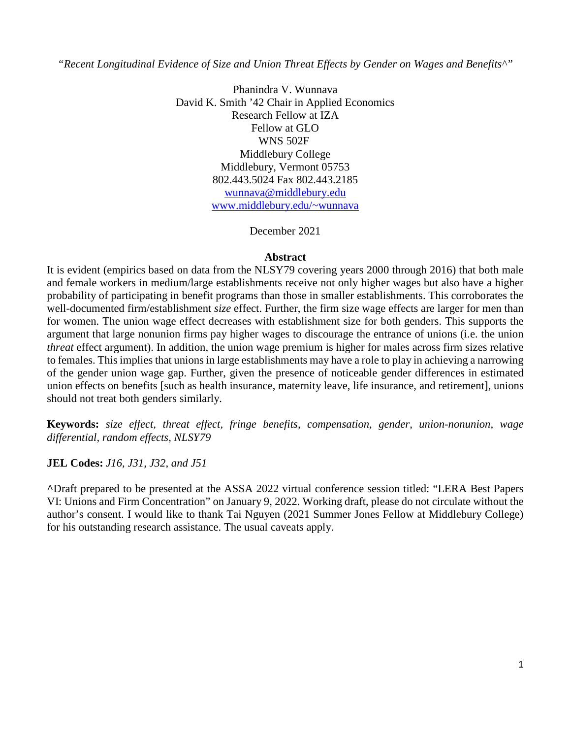"*Recent Longitudinal Evidence of Size and Union Threat Effects by Gender on Wages and Benefits^*"

Phanindra V. Wunnava
David K. Smith '42 Chair in Applied Economics
Research Fellow at IZA
Fellow at GLO
WNS 502F
Middlebury College
Middlebury, Vermont 05753
802.443.5024 Fax 802.443.2185
wunnava@middlebury.edu
www.middlebury.edu/~wunnava

December 2021

**Abstract**

It is evident (empirics based on data from the NLSY79 covering years 2000 through 2016) that both male and female workers in medium/large establishments receive not only higher wages but also have a higher probability of participating in benefit programs than those in smaller establishments. This corroborates the well-documented firm/establishment *size* effect. Further, the firm size wage effects are larger for men than for women. The union wage effect decreases with establishment size for both genders. This supports the argument that large nonunion firms pay higher wages to discourage the entrance of unions (i.e. the union *threat* effect argument). In addition, the union wage premium is higher for males across firm sizes relative to females. This implies that unions in large establishments may have a role to play in achieving a narrowing of the gender union wage gap. Further, given the presence of noticeable gender differences in estimated union effects on benefits [such as health insurance, maternity leave, life insurance, and retirement], unions should not treat both genders similarly.

**Keywords:** *size effect, threat effect, fringe benefits, compensation, gender, union-nonunion, wage differential, random effects, NLSY79*

**JEL Codes:** *J16, J31, J32, and J51*

**^**Draft prepared to be presented at the ASSA 2022 virtual conference session titled: "LERA Best Papers VI: Unions and Firm Concentration" on January 9, 2022. Working draft, please do not circulate without the author's consent. I would like to thank Tai Nguyen (2021 Summer Jones Fellow at Middlebury College) for his outstanding research assistance. The usual caveats apply.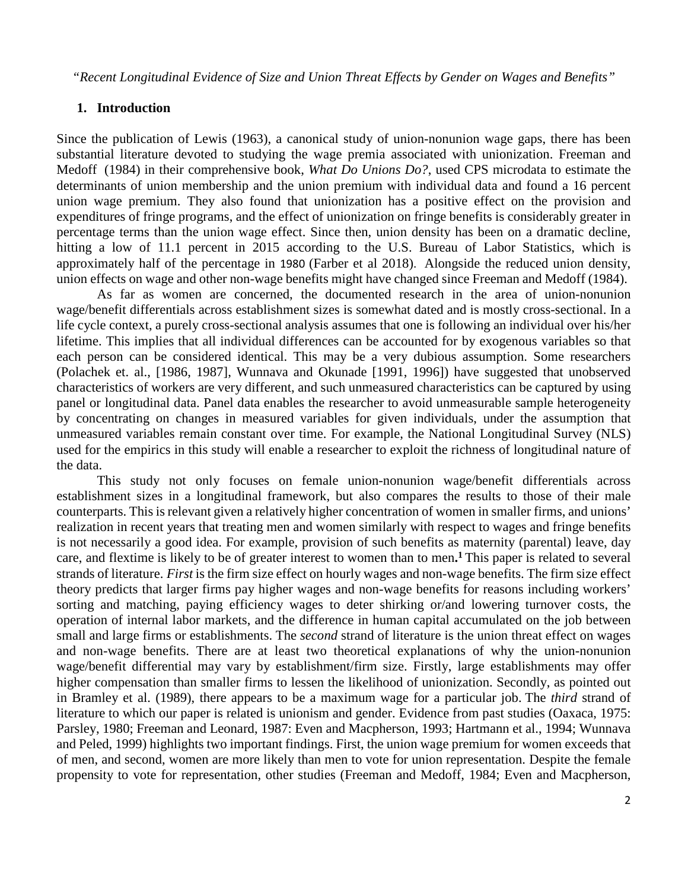*"Recent Longitudinal Evidence of Size and Union Threat Effects by Gender on Wages and Benefits"*

## 1. Introduction

Since the publication of Lewis (1963), a canonical study of union-nonunion wage gaps, there has been substantial literature devoted to studying the wage premia associated with unionization. Freeman and Medoff (1984) in their comprehensive book, *What Do Unions Do?*, used CPS microdata to estimate the determinants of union membership and the union premium with individual data and found a 16 percent union wage premium. They also found that unionization has a positive effect on the provision and expenditures of fringe programs, and the effect of unionization on fringe benefits is considerably greater in percentage terms than the union wage effect. Since then, union density has been on a dramatic decline, hitting a low of 11.1 percent in 2015 according to the U.S. Bureau of Labor Statistics, which is approximately half of the percentage in 1980 (Farber et al 2018). Alongside the reduced union density, union effects on wage and other non-wage benefits might have changed since Freeman and Medoff (1984).

As far as women are concerned, the documented research in the area of union-nonunion wage/benefit differentials across establishment sizes is somewhat dated and is mostly cross-sectional. In a life cycle context, a purely cross-sectional analysis assumes that one is following an individual over his/her lifetime. This implies that all individual differences can be accounted for by exogenous variables so that each person can be considered identical. This may be a very dubious assumption. Some researchers (Polachek et. al., [1986, 1987], Wunnava and Okunade [1991, 1996]) have suggested that unobserved characteristics of workers are very different, and such unmeasured characteristics can be captured by using panel or longitudinal data. Panel data enables the researcher to avoid unmeasurable sample heterogeneity by concentrating on changes in measured variables for given individuals, under the assumption that unmeasured variables remain constant over time. For example, the National Longitudinal Survey (NLS) used for the empirics in this study will enable a researcher to exploit the richness of longitudinal nature of the data.

This study not only focuses on female union-nonunion wage/benefit differentials across establishment sizes in a longitudinal framework, but also compares the results to those of their male counterparts. This is relevant given a relatively higher concentration of women in smaller firms, and unions' realization in recent years that treating men and women similarly with respect to wages and fringe benefits is not necessarily a good idea. For example, provision of such benefits as maternity (parental) leave, day care, and flextime is likely to be of greater interest to women than to men.[1] This paper is related to several strands of literature. *First* is the firm size effect on hourly wages and non-wage benefits. The firm size effect theory predicts that larger firms pay higher wages and non-wage benefits for reasons including workers' sorting and matching, paying efficiency wages to deter shirking or/and lowering turnover costs, the operation of internal labor markets, and the difference in human capital accumulated on the job between small and large firms or establishments. The *second* strand of literature is the union threat effect on wages and non-wage benefits. There are at least two theoretical explanations of why the union-nonunion wage/benefit differential may vary by establishment/firm size. Firstly, large establishments may offer higher compensation than smaller firms to lessen the likelihood of unionization. Secondly, as pointed out in Bramley et al. (1989), there appears to be a maximum wage for a particular job. The *third* strand of literature to which our paper is related is unionism and gender. Evidence from past studies (Oaxaca, 1975: Parsley, 1980; Freeman and Leonard, 1987: Even and Macpherson, 1993; Hartmann et al., 1994; Wunnava and Peled, 1999) highlights two important findings. First, the union wage premium for women exceeds that of men, and second, women are more likely than men to vote for union representation. Despite the female propensity to vote for representation, other studies (Freeman and Medoff, 1984; Even and Macpherson,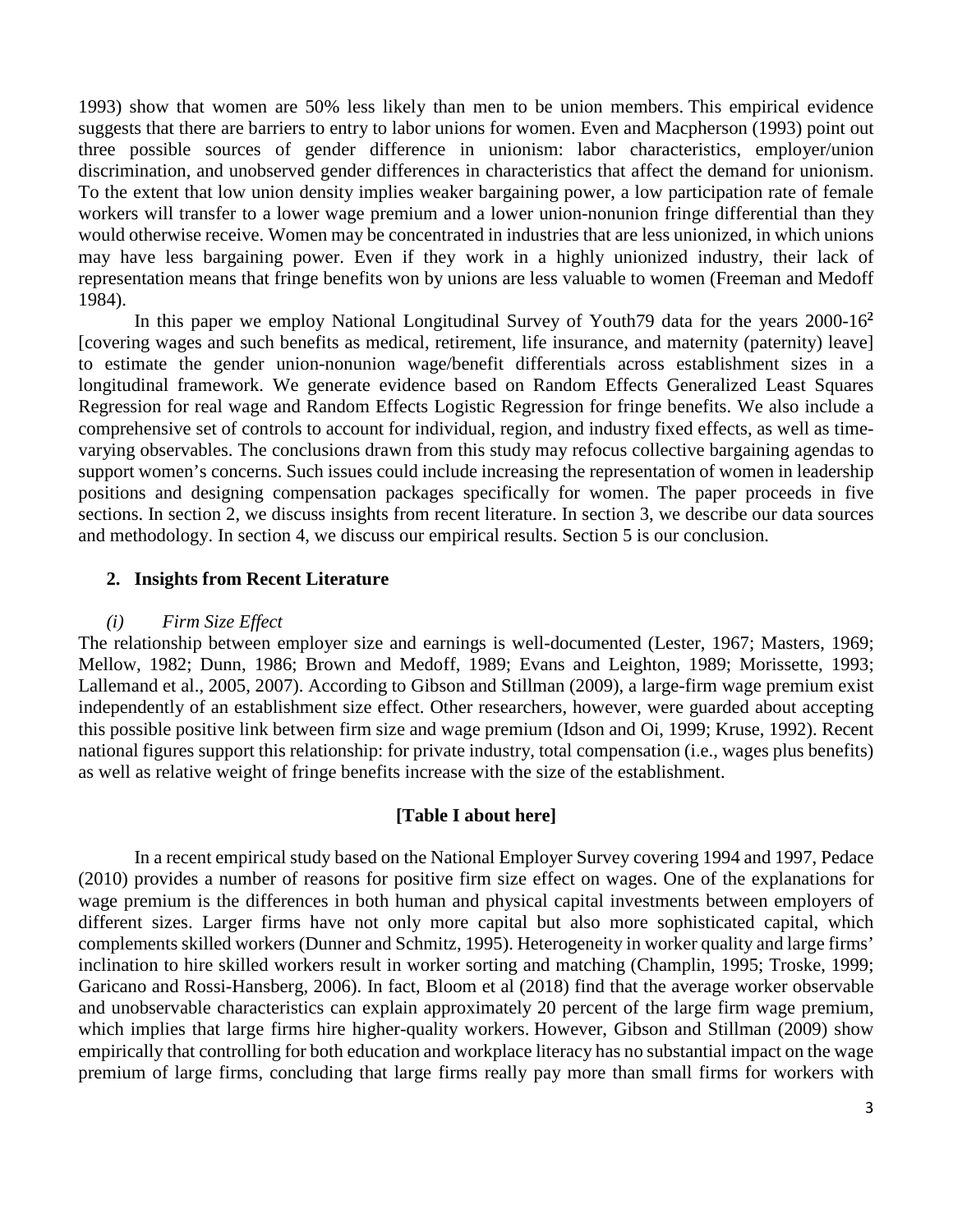1993) show that women are 50% less likely than men to be union members. This empirical evidence suggests that there are barriers to entry to labor unions for women. Even and Macpherson (1993) point out three possible sources of gender difference in unionism: labor characteristics, employer/union discrimination, and unobserved gender differences in characteristics that affect the demand for unionism. To the extent that low union density implies weaker bargaining power, a low participation rate of female workers will transfer to a lower wage premium and a lower union-nonunion fringe differential than they would otherwise receive. Women may be concentrated in industries that are less unionized, in which unions may have less bargaining power. Even if they work in a highly unionized industry, their lack of representation means that fringe benefits won by unions are less valuable to women (Freeman and Medoff 1984).

In this paper we employ National Longitudinal Survey of Youth79 data for the years 2000-16[2] [covering wages and such benefits as medical, retirement, life insurance, and maternity (paternity) leave] to estimate the gender union-nonunion wage/benefit differentials across establishment sizes in a longitudinal framework. We generate evidence based on Random Effects Generalized Least Squares Regression for real wage and Random Effects Logistic Regression for fringe benefits. We also include a comprehensive set of controls to account for individual, region, and industry fixed effects, as well as time-varying observables. The conclusions drawn from this study may refocus collective bargaining agendas to support women's concerns. Such issues could include increasing the representation of women in leadership positions and designing compensation packages specifically for women. The paper proceeds in five sections. In section 2, we discuss insights from recent literature. In section 3, we describe our data sources and methodology. In section 4, we discuss our empirical results. Section 5 is our conclusion.

## 2. Insights from Recent Literature

### *(i) Firm Size Effect*

The relationship between employer size and earnings is well-documented (Lester, 1967; Masters, 1969; Mellow, 1982; Dunn, 1986; Brown and Medoff, 1989; Evans and Leighton, 1989; Morissette, 1993; Lallemand et al., 2005, 2007). According to Gibson and Stillman (2009), a large-firm wage premium exist independently of an establishment size effect. Other researchers, however, were guarded about accepting this possible positive link between firm size and wage premium (Idson and Oi, 1999; Kruse, 1992). Recent national figures support this relationship: for private industry, total compensation (i.e., wages plus benefits) as well as relative weight of fringe benefits increase with the size of the establishment.

**[Table I about here]**

In a recent empirical study based on the National Employer Survey covering 1994 and 1997, Pedace (2010) provides a number of reasons for positive firm size effect on wages. One of the explanations for wage premium is the differences in both human and physical capital investments between employers of different sizes. Larger firms have not only more capital but also more sophisticated capital, which complements skilled workers (Dunner and Schmitz, 1995). Heterogeneity in worker quality and large firms' inclination to hire skilled workers result in worker sorting and matching (Champlin, 1995; Troske, 1999; Garicano and Rossi-Hansberg, 2006). In fact, Bloom et al (2018) find that the average worker observable and unobservable characteristics can explain approximately 20 percent of the large firm wage premium, which implies that large firms hire higher-quality workers. However, Gibson and Stillman (2009) show empirically that controlling for both education and workplace literacy has no substantial impact on the wage premium of large firms, concluding that large firms really pay more than small firms for workers with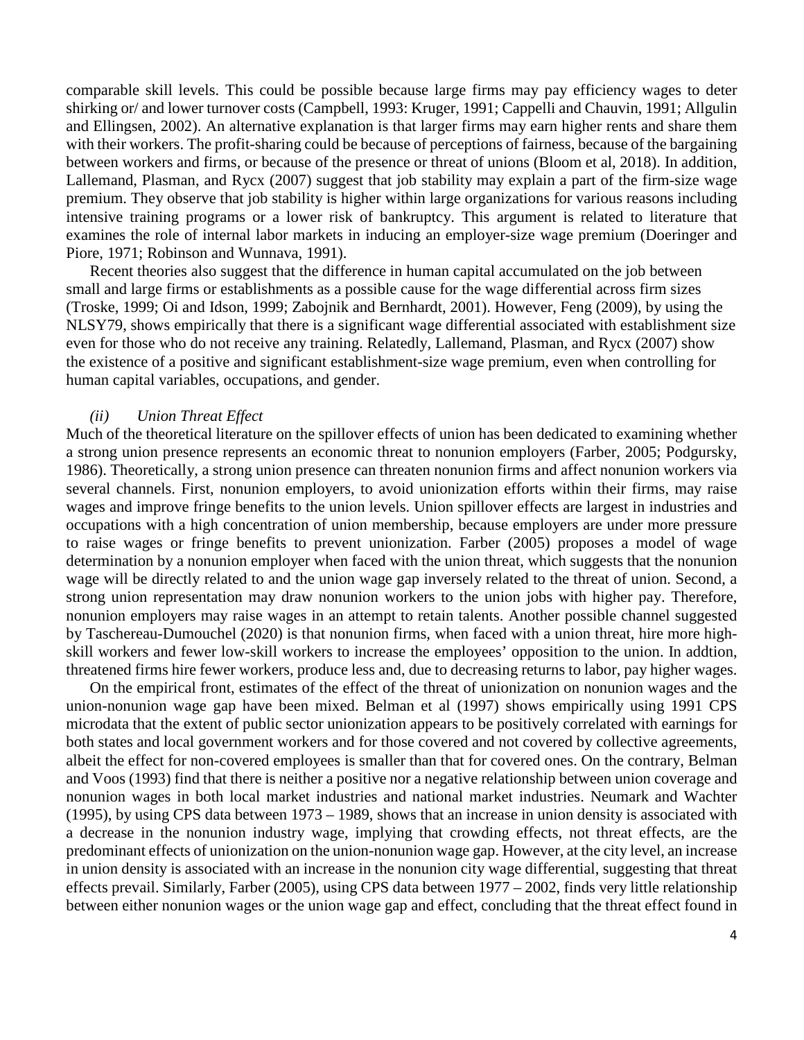comparable skill levels. This could be possible because large firms may pay efficiency wages to deter shirking or/ and lower turnover costs (Campbell, 1993: Kruger, 1991; Cappelli and Chauvin, 1991; Allgulin and Ellingsen, 2002). An alternative explanation is that larger firms may earn higher rents and share them with their workers. The profit-sharing could be because of perceptions of fairness, because of the bargaining between workers and firms, or because of the presence or threat of unions (Bloom et al, 2018). In addition, Lallemand, Plasman, and Rycx (2007) suggest that job stability may explain a part of the firm-size wage premium. They observe that job stability is higher within large organizations for various reasons including intensive training programs or a lower risk of bankruptcy. This argument is related to literature that examines the role of internal labor markets in inducing an employer-size wage premium (Doeringer and Piore, 1971; Robinson and Wunnava, 1991).

Recent theories also suggest that the difference in human capital accumulated on the job between small and large firms or establishments as a possible cause for the wage differential across firm sizes (Troske, 1999; Oi and Idson, 1999; Zabojnik and Bernhardt, 2001). However, Feng (2009), by using the NLSY79, shows empirically that there is a significant wage differential associated with establishment size even for those who do not receive any training. Relatedly, Lallemand, Plasman, and Rycx (2007) show the existence of a positive and significant establishment-size wage premium, even when controlling for human capital variables, occupations, and gender.

*(ii) Union Threat Effect*

Much of the theoretical literature on the spillover effects of union has been dedicated to examining whether a strong union presence represents an economic threat to nonunion employers (Farber, 2005; Podgursky, 1986). Theoretically, a strong union presence can threaten nonunion firms and affect nonunion workers via several channels. First, nonunion employers, to avoid unionization efforts within their firms, may raise wages and improve fringe benefits to the union levels. Union spillover effects are largest in industries and occupations with a high concentration of union membership, because employers are under more pressure to raise wages or fringe benefits to prevent unionization. Farber (2005) proposes a model of wage determination by a nonunion employer when faced with the union threat, which suggests that the nonunion wage will be directly related to and the union wage gap inversely related to the threat of union. Second, a strong union representation may draw nonunion workers to the union jobs with higher pay. Therefore, nonunion employers may raise wages in an attempt to retain talents. Another possible channel suggested by Taschereau-Dumouchel (2020) is that nonunion firms, when faced with a union threat, hire more high-skill workers and fewer low-skill workers to increase the employees' opposition to the union. In addtion, threatened firms hire fewer workers, produce less and, due to decreasing returns to labor, pay higher wages.

On the empirical front, estimates of the effect of the threat of unionization on nonunion wages and the union-nonunion wage gap have been mixed. Belman et al (1997) shows empirically using 1991 CPS microdata that the extent of public sector unionization appears to be positively correlated with earnings for both states and local government workers and for those covered and not covered by collective agreements, albeit the effect for non-covered employees is smaller than that for covered ones. On the contrary, Belman and Voos (1993) find that there is neither a positive nor a negative relationship between union coverage and nonunion wages in both local market industries and national market industries. Neumark and Wachter (1995), by using CPS data between 1973 – 1989, shows that an increase in union density is associated with a decrease in the nonunion industry wage, implying that crowding effects, not threat effects, are the predominant effects of unionization on the union-nonunion wage gap. However, at the city level, an increase in union density is associated with an increase in the nonunion city wage differential, suggesting that threat effects prevail. Similarly, Farber (2005), using CPS data between 1977 – 2002, finds very little relationship between either nonunion wages or the union wage gap and effect, concluding that the threat effect found in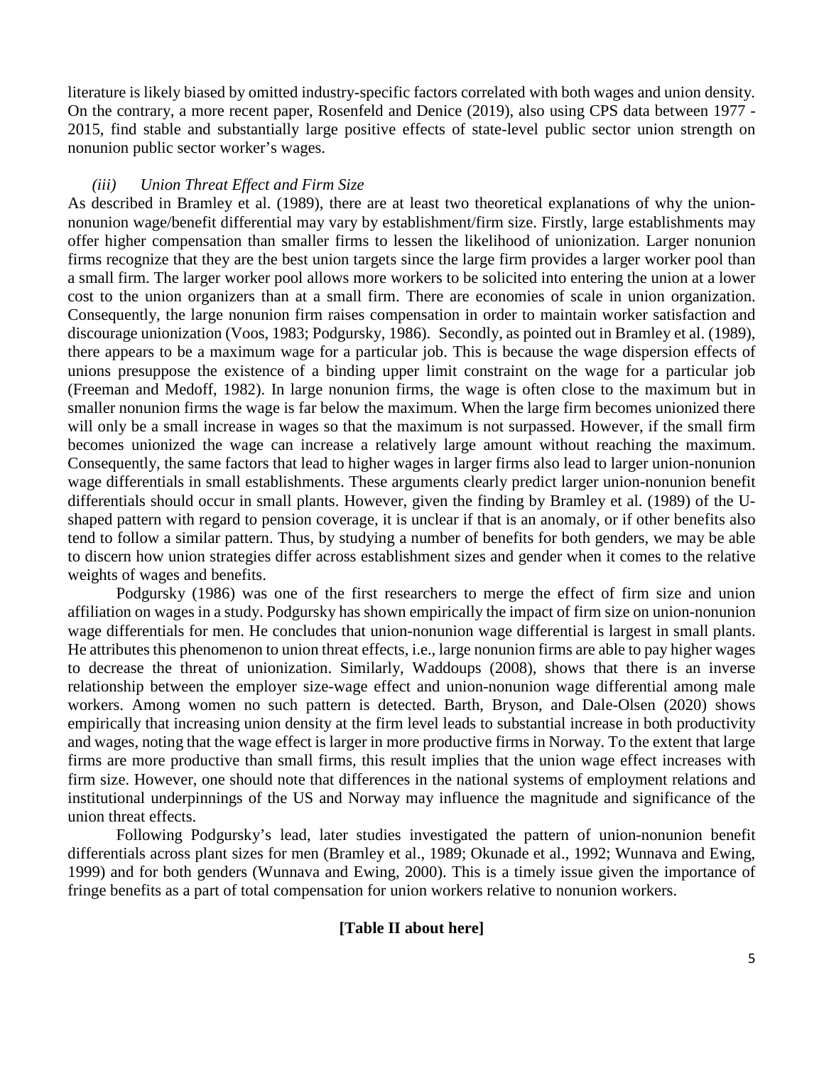literature is likely biased by omitted industry-specific factors correlated with both wages and union density. On the contrary, a more recent paper, Rosenfeld and Denice (2019), also using CPS data between 1977 - 2015, find stable and substantially large positive effects of state-level public sector union strength on nonunion public sector worker's wages.

### *(iii) Union Threat Effect and Firm Size*

As described in Bramley et al. (1989), there are at least two theoretical explanations of why the union-nonunion wage/benefit differential may vary by establishment/firm size. Firstly, large establishments may offer higher compensation than smaller firms to lessen the likelihood of unionization. Larger nonunion firms recognize that they are the best union targets since the large firm provides a larger worker pool than a small firm. The larger worker pool allows more workers to be solicited into entering the union at a lower cost to the union organizers than at a small firm. There are economies of scale in union organization. Consequently, the large nonunion firm raises compensation in order to maintain worker satisfaction and discourage unionization (Voos, 1983; Podgursky, 1986). Secondly, as pointed out in Bramley et al. (1989), there appears to be a maximum wage for a particular job. This is because the wage dispersion effects of unions presuppose the existence of a binding upper limit constraint on the wage for a particular job (Freeman and Medoff, 1982). In large nonunion firms, the wage is often close to the maximum but in smaller nonunion firms the wage is far below the maximum. When the large firm becomes unionized there will only be a small increase in wages so that the maximum is not surpassed. However, if the small firm becomes unionized the wage can increase a relatively large amount without reaching the maximum. Consequently, the same factors that lead to higher wages in larger firms also lead to larger union-nonunion wage differentials in small establishments. These arguments clearly predict larger union-nonunion benefit differentials should occur in small plants. However, given the finding by Bramley et al. (1989) of the U-shaped pattern with regard to pension coverage, it is unclear if that is an anomaly, or if other benefits also tend to follow a similar pattern. Thus, by studying a number of benefits for both genders, we may be able to discern how union strategies differ across establishment sizes and gender when it comes to the relative weights of wages and benefits.

Podgursky (1986) was one of the first researchers to merge the effect of firm size and union affiliation on wages in a study. Podgursky has shown empirically the impact of firm size on union-nonunion wage differentials for men. He concludes that union-nonunion wage differential is largest in small plants. He attributes this phenomenon to union threat effects, i.e., large nonunion firms are able to pay higher wages to decrease the threat of unionization. Similarly, Waddoups (2008), shows that there is an inverse relationship between the employer size-wage effect and union-nonunion wage differential among male workers. Among women no such pattern is detected. Barth, Bryson, and Dale-Olsen (2020) shows empirically that increasing union density at the firm level leads to substantial increase in both productivity and wages, noting that the wage effect is larger in more productive firms in Norway. To the extent that large firms are more productive than small firms, this result implies that the union wage effect increases with firm size. However, one should note that differences in the national systems of employment relations and institutional underpinnings of the US and Norway may influence the magnitude and significance of the union threat effects.

Following Podgursky's lead, later studies investigated the pattern of union-nonunion benefit differentials across plant sizes for men (Bramley et al., 1989; Okunade et al., 1992; Wunnava and Ewing, 1999) and for both genders (Wunnava and Ewing, 2000). This is a timely issue given the importance of fringe benefits as a part of total compensation for union workers relative to nonunion workers.

**[Table II about here]**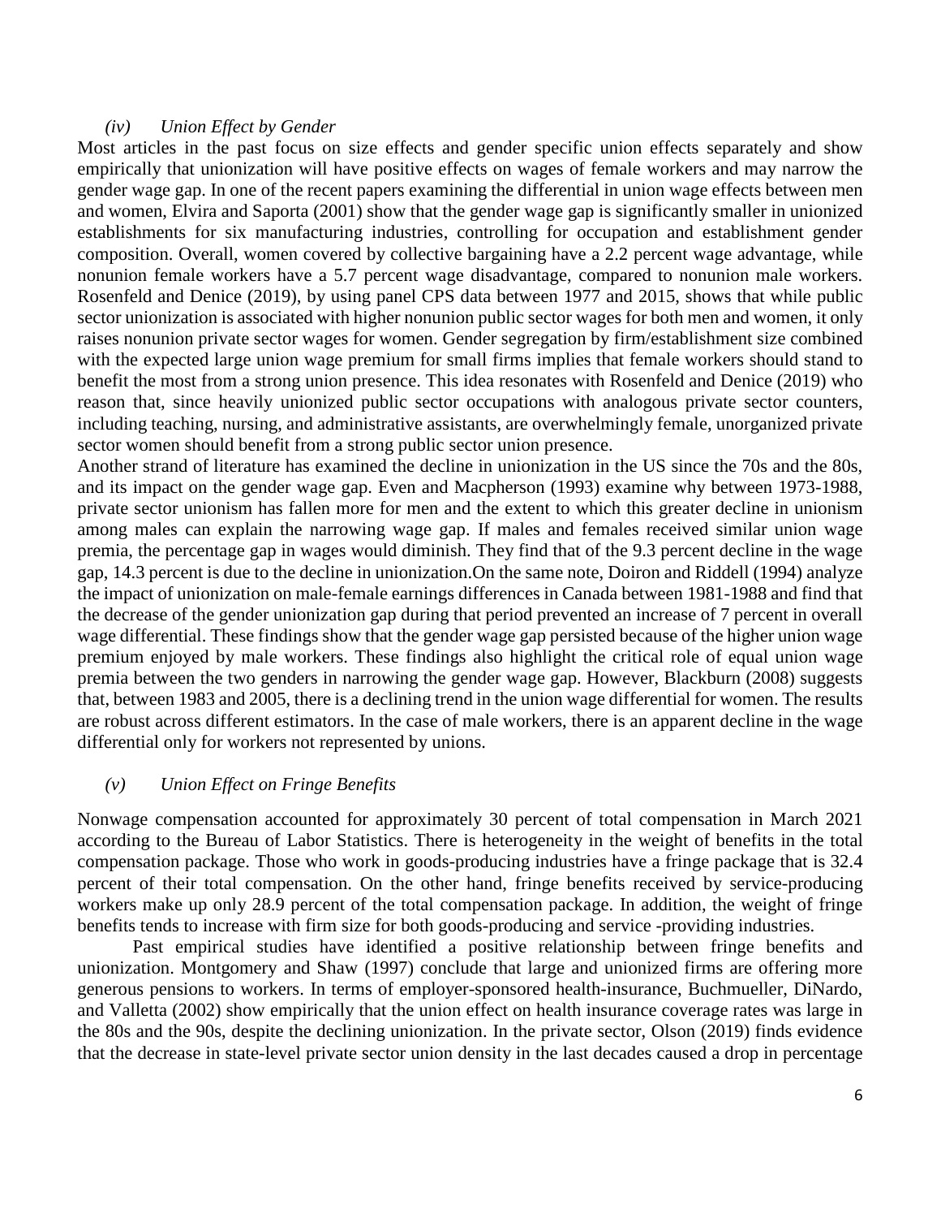### *(iv) Union Effect by Gender*

Most articles in the past focus on size effects and gender specific union effects separately and show empirically that unionization will have positive effects on wages of female workers and may narrow the gender wage gap. In one of the recent papers examining the differential in union wage effects between men and women, Elvira and Saporta (2001) show that the gender wage gap is significantly smaller in unionized establishments for six manufacturing industries, controlling for occupation and establishment gender composition. Overall, women covered by collective bargaining have a 2.2 percent wage advantage, while nonunion female workers have a 5.7 percent wage disadvantage, compared to nonunion male workers. Rosenfeld and Denice (2019), by using panel CPS data between 1977 and 2015, shows that while public sector unionization is associated with higher nonunion public sector wages for both men and women, it only raises nonunion private sector wages for women. Gender segregation by firm/establishment size combined with the expected large union wage premium for small firms implies that female workers should stand to benefit the most from a strong union presence. This idea resonates with Rosenfeld and Denice (2019) who reason that, since heavily unionized public sector occupations with analogous private sector counters, including teaching, nursing, and administrative assistants, are overwhelmingly female, unorganized private sector women should benefit from a strong public sector union presence.

Another strand of literature has examined the decline in unionization in the US since the 70s and the 80s, and its impact on the gender wage gap. Even and Macpherson (1993) examine why between 1973-1988, private sector unionism has fallen more for men and the extent to which this greater decline in unionism among males can explain the narrowing wage gap. If males and females received similar union wage premia, the percentage gap in wages would diminish. They find that of the 9.3 percent decline in the wage gap, 14.3 percent is due to the decline in unionization.On the same note, Doiron and Riddell (1994) analyze the impact of unionization on male-female earnings differences in Canada between 1981-1988 and find that the decrease of the gender unionization gap during that period prevented an increase of 7 percent in overall wage differential. These findings show that the gender wage gap persisted because of the higher union wage premium enjoyed by male workers. These findings also highlight the critical role of equal union wage premia between the two genders in narrowing the gender wage gap. However, Blackburn (2008) suggests that, between 1983 and 2005, there is a declining trend in the union wage differential for women. The results are robust across different estimators. In the case of male workers, there is an apparent decline in the wage differential only for workers not represented by unions.

### *(v) Union Effect on Fringe Benefits*

Nonwage compensation accounted for approximately 30 percent of total compensation in March 2021 according to the Bureau of Labor Statistics. There is heterogeneity in the weight of benefits in the total compensation package. Those who work in goods-producing industries have a fringe package that is 32.4 percent of their total compensation. On the other hand, fringe benefits received by service-producing workers make up only 28.9 percent of the total compensation package. In addition, the weight of fringe benefits tends to increase with firm size for both goods-producing and service -providing industries.

Past empirical studies have identified a positive relationship between fringe benefits and unionization. Montgomery and Shaw (1997) conclude that large and unionized firms are offering more generous pensions to workers. In terms of employer-sponsored health-insurance, Buchmueller, DiNardo, and Valletta (2002) show empirically that the union effect on health insurance coverage rates was large in the 80s and the 90s, despite the declining unionization. In the private sector, Olson (2019) finds evidence that the decrease in state-level private sector union density in the last decades caused a drop in percentage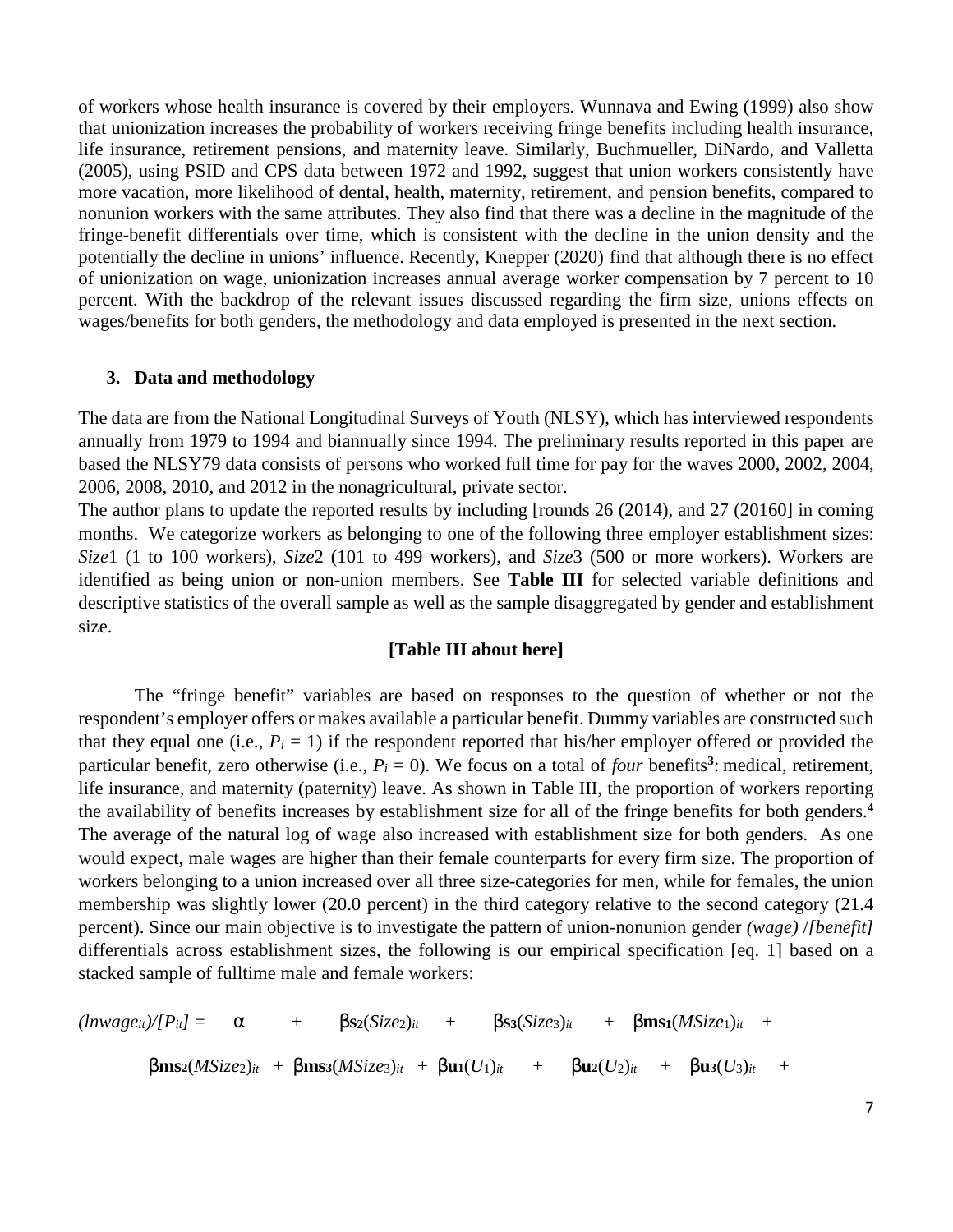of workers whose health insurance is covered by their employers. Wunnava and Ewing (1999) also show that unionization increases the probability of workers receiving fringe benefits including health insurance, life insurance, retirement pensions, and maternity leave. Similarly, Buchmueller, DiNardo, and Valletta (2005), using PSID and CPS data between 1972 and 1992, suggest that union workers consistently have more vacation, more likelihood of dental, health, maternity, retirement, and pension benefits, compared to nonunion workers with the same attributes. They also find that there was a decline in the magnitude of the fringe-benefit differentials over time, which is consistent with the decline in the union density and the potentially the decline in unions' influence. Recently, Knepper (2020) find that although there is no effect of unionization on wage, unionization increases annual average worker compensation by 7 percent to 10 percent. With the backdrop of the relevant issues discussed regarding the firm size, unions effects on wages/benefits for both genders, the methodology and data employed is presented in the next section.

## 3. Data and methodology

The data are from the National Longitudinal Surveys of Youth (NLSY), which has interviewed respondents annually from 1979 to 1994 and biannually since 1994. The preliminary results reported in this paper are based the NLSY79 data consists of persons who worked full time for pay for the waves 2000, 2002, 2004, 2006, 2008, 2010, and 2012 in the nonagricultural, private sector.

The author plans to update the reported results by including [rounds 26 (2014), and 27 (20160] in coming months. We categorize workers as belonging to one of the following three employer establishment sizes: *Size*1 (1 to 100 workers), *Size*2 (101 to 499 workers), and *Size*3 (500 or more workers). Workers are identified as being union or non-union members. See **Table III** for selected variable definitions and descriptive statistics of the overall sample as well as the sample disaggregated by gender and establishment size.

**[Table III about here]**

The "fringe benefit" variables are based on responses to the question of whether or not the respondent's employer offers or makes available a particular benefit. Dummy variables are constructed such that they equal one (i.e., $P_i = 1$) if the respondent reported that his/her employer offered or provided the particular benefit, zero otherwise (i.e., $P_i = 0$). We focus on a total of *four* benefits[3]: medical, retirement, life insurance, and maternity (paternity) leave. As shown in Table III, the proportion of workers reporting the availability of benefits increases by establishment size for all of the fringe benefits for both genders.[4] The average of the natural log of wage also increased with establishment size for both genders. As one would expect, male wages are higher than their female counterparts for every firm size. The proportion of workers belonging to a union increased over all three size-categories for men, while for females, the union membership was slightly lower (20.0 percent) in the third category relative to the second category (21.4 percent). Since our main objective is to investigate the pattern of union-nonunion gender *(wage)* /*[benefit]* differentials across establishment sizes, the following is our empirical specification [eq. 1] based on a stacked sample of fulltime male and female workers:

$$(lnwage_{it})/[P_{it}] = \alpha + \beta_{s2}(Size_2)_{it} + \beta_{s3}(Size_3)_{it} + \beta_{ms1}(MSize_1)_{it} +$$

$$\beta_{ms2}(MSize_2)_{it} + \beta_{ms3}(MSize_3)_{it} + \beta_{u1}(U_1)_{it} + \beta_{u2}(U_2)_{it} + \beta_{u3}(U_3)_{it} +$$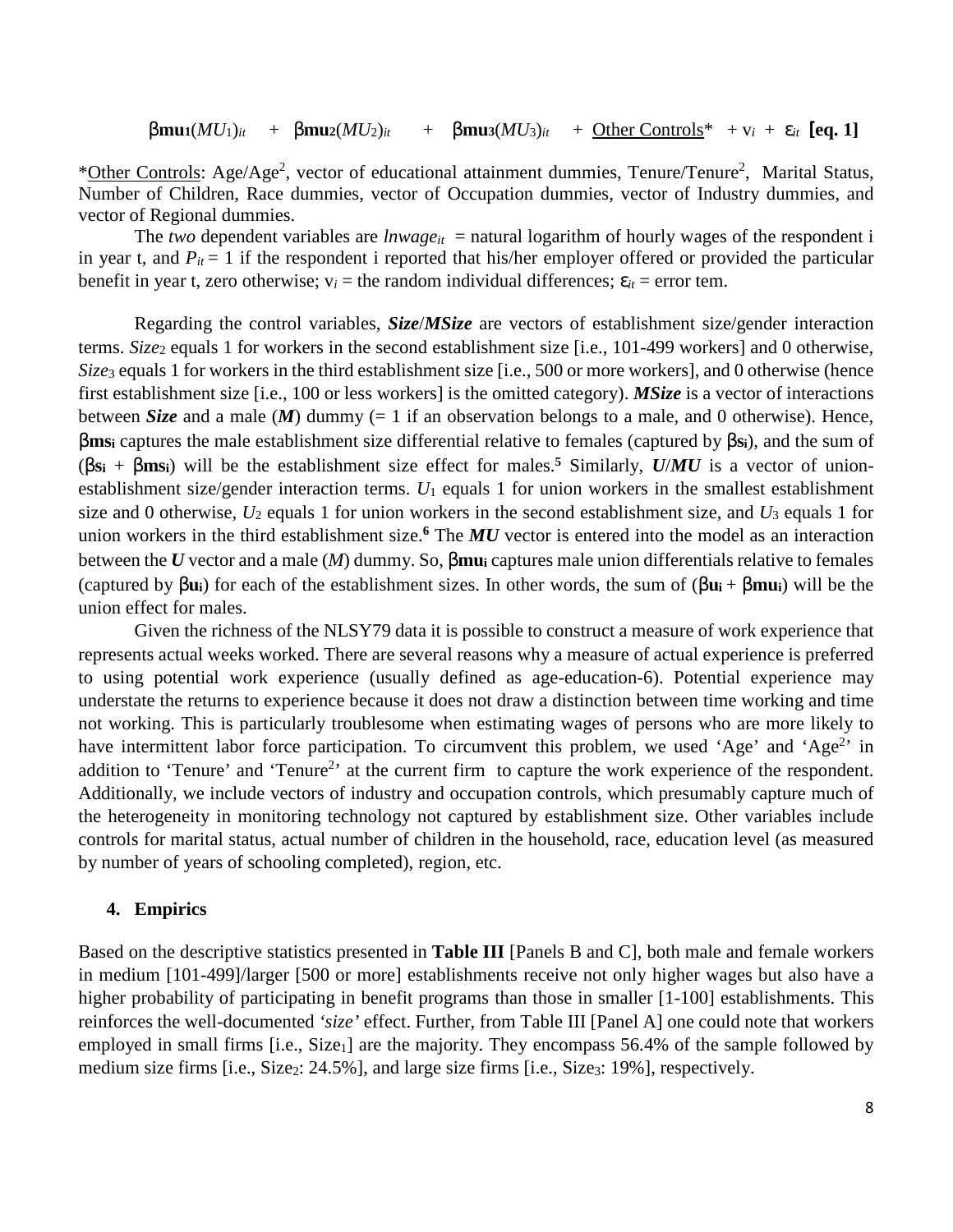$$\beta_{mu1}(MU_1)_{it} \quad + \quad \beta_{mu2}(MU_2)_{it} \quad + \quad \beta_{mu3}(MU_3)_{it} \quad + \text{ \underline{Other Controls}}^* \;+ v_i \;+\; \varepsilon_{it} \quad \textbf{[eq. 1]}$$

*Other Controls: Age/Age$^2$, vector of educational attainment dummies, Tenure/Tenure$^2$, Marital Status, Number of Children, Race dummies, vector of Occupation dummies, vector of Industry dummies, and vector of Regional dummies.

The *two* dependent variables are $lnwage_{it}$ = natural logarithm of hourly wages of the respondent i in year t, and $P_{it} = 1$ if the respondent i reported that his/her employer offered or provided the particular benefit in year t, zero otherwise; $v_i$ = the random individual differences; $\varepsilon_{it}$ = error tem.

Regarding the control variables, ***Size***/***MSize*** are vectors of establishment size/gender interaction terms. $Size_2$ equals 1 for workers in the second establishment size [i.e., 101-499 workers] and 0 otherwise, $Size_3$ equals 1 for workers in the third establishment size [i.e., 500 or more workers], and 0 otherwise (hence first establishment size [i.e., 100 or less workers] is the omitted category). ***MSize*** is a vector of interactions between ***Size*** and a male (***M***) dummy (= 1 if an observation belongs to a male, and 0 otherwise). Hence, $\beta_{ms_i}$ captures the male establishment size differential relative to females (captured by $\beta_{s_i}$), and the sum of ($\beta_{s_i}$ + $\beta_{ms_i}$) will be the establishment size effect for males.[5] Similarly, ***U***/***MU*** is a vector of union-establishment size/gender interaction terms. $U_1$ equals 1 for union workers in the smallest establishment size and 0 otherwise, $U_2$ equals 1 for union workers in the second establishment size, and $U_3$ equals 1 for union workers in the third establishment size.[6] The ***MU*** vector is entered into the model as an interaction between the ***U*** vector and a male (*M*) dummy. So, $\beta_{mu_i}$ captures male union differentials relative to females (captured by $\beta_{u_i}$) for each of the establishment sizes. In other words, the sum of ($\beta_{u_i}$ + $\beta_{mu_i}$) will be the union effect for males.

Given the richness of the NLSY79 data it is possible to construct a measure of work experience that represents actual weeks worked. There are several reasons why a measure of actual experience is preferred to using potential work experience (usually defined as age-education-6). Potential experience may understate the returns to experience because it does not draw a distinction between time working and time not working. This is particularly troublesome when estimating wages of persons who are more likely to have intermittent labor force participation. To circumvent this problem, we used 'Age' and 'Age$^2$' in addition to 'Tenure' and 'Tenure$^2$' at the current firm to capture the work experience of the respondent. Additionally, we include vectors of industry and occupation controls, which presumably capture much of the heterogeneity in monitoring technology not captured by establishment size. Other variables include controls for marital status, actual number of children in the household, race, education level (as measured by number of years of schooling completed), region, etc.

## 4. Empirics

Based on the descriptive statistics presented in **Table III** [Panels B and C], both male and female workers in medium [101-499]/larger [500 or more] establishments receive not only higher wages but also have a higher probability of participating in benefit programs than those in smaller [1-100] establishments. This reinforces the well-documented *'size'* effect. Further, from Table III [Panel A] one could note that workers employed in small firms [i.e., $Size_1$] are the majority. They encompass 56.4% of the sample followed by medium size firms [i.e., $Size_2$: 24.5%], and large size firms [i.e., $Size_3$: 19%], respectively.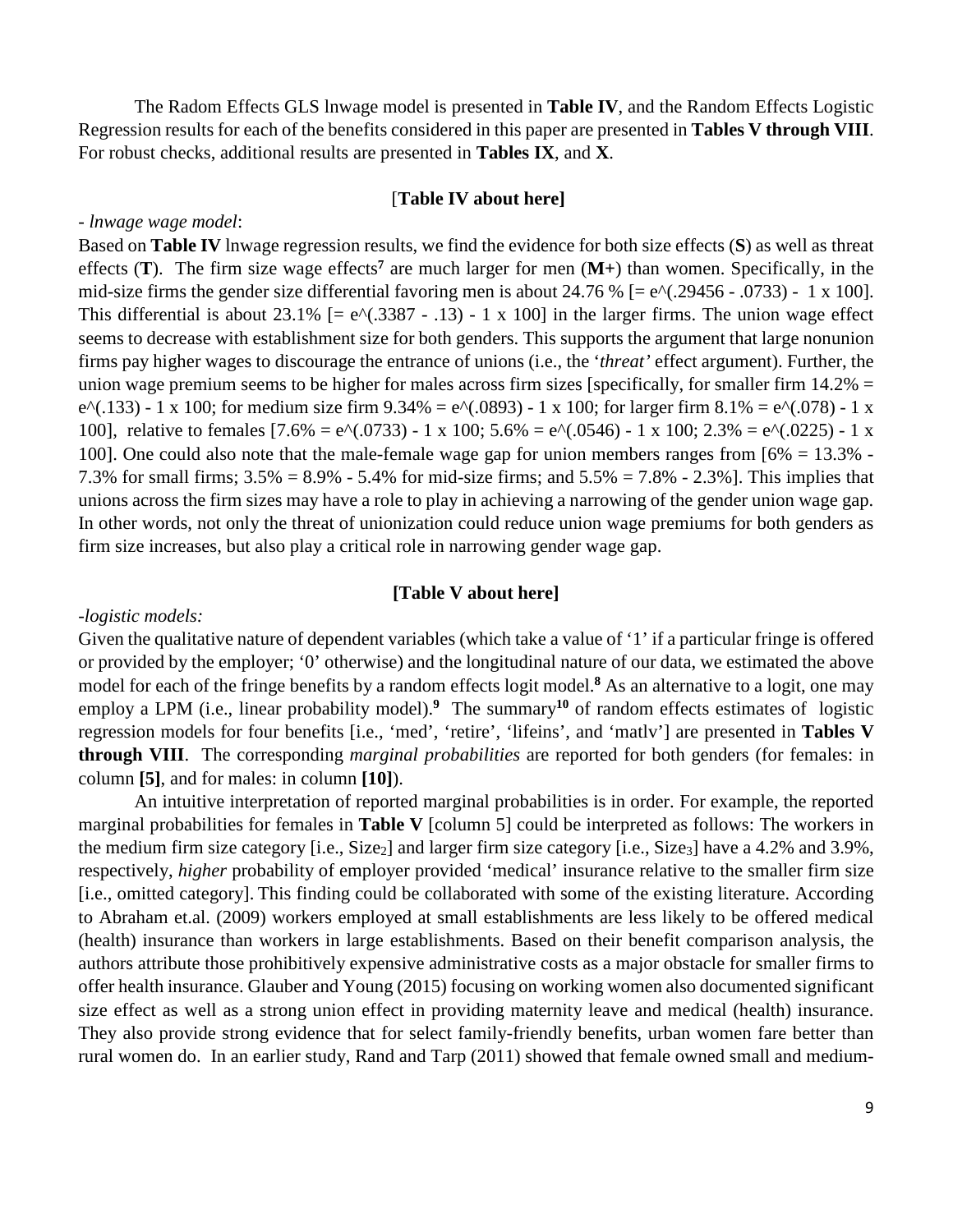The Radom Effects GLS lnwage model is presented in **Table IV**, and the Random Effects Logistic Regression results for each of the benefits considered in this paper are presented in **Tables V through VIII**. For robust checks, additional results are presented in **Tables IX**, and **X**.

[**Table IV about here]**

- *lnwage wage model*:

Based on **Table IV** lnwage regression results, we find the evidence for both size effects (**S**) as well as threat effects (**T**). The firm size wage effects[7] are much larger for men (**M+**) than women. Specifically, in the mid-size firms the gender size differential favoring men is about 24.76 % [= e^(.29456 - .0733) - 1 x 100]. This differential is about 23.1% [= e^(.3387 - .13) - 1 x 100] in the larger firms. The union wage effect seems to decrease with establishment size for both genders. This supports the argument that large nonunion firms pay higher wages to discourage the entrance of unions (i.e., the '*threat'* effect argument). Further, the union wage premium seems to be higher for males across firm sizes [specifically, for smaller firm 14.2% = e^(.133) - 1 x 100; for medium size firm 9.34% = e^(.0893) - 1 x 100; for larger firm 8.1% = e^(.078) - 1 x 100], relative to females [7.6% = e^(.0733) - 1 x 100; 5.6% = e^(.0546) - 1 x 100; 2.3% = e^(.0225) - 1 x 100]. One could also note that the male-female wage gap for union members ranges from [6% = 13.3% - 7.3% for small firms; 3.5% = 8.9% - 5.4% for mid-size firms; and 5.5% = 7.8% - 2.3%]. This implies that unions across the firm sizes may have a role to play in achieving a narrowing of the gender union wage gap. In other words, not only the threat of unionization could reduce union wage premiums for both genders as firm size increases, but also play a critical role in narrowing gender wage gap.

**[Table V about here]**

-*logistic models:*

Given the qualitative nature of dependent variables (which take a value of '1' if a particular fringe is offered or provided by the employer; '0' otherwise) and the longitudinal nature of our data, we estimated the above model for each of the fringe benefits by a random effects logit model.[8] As an alternative to a logit, one may employ a LPM (i.e., linear probability model).[9] The summary[10] of random effects estimates of logistic regression models for four benefits [i.e., 'med', 'retire', 'lifeins', and 'matlv'] are presented in **Tables V through VIII**. The corresponding *marginal probabilities* are reported for both genders (for females: in column **[5]**, and for males: in column **[10]**).

An intuitive interpretation of reported marginal probabilities is in order. For example, the reported marginal probabilities for females in **Table V** [column 5] could be interpreted as follows: The workers in the medium firm size category [i.e., $Size_2$] and larger firm size category [i.e., $Size_3$] have a 4.2% and 3.9%, respectively, *higher* probability of employer provided 'medical' insurance relative to the smaller firm size [i.e., omitted category]. This finding could be collaborated with some of the existing literature. According to Abraham et.al. (2009) workers employed at small establishments are less likely to be offered medical (health) insurance than workers in large establishments. Based on their benefit comparison analysis, the authors attribute those prohibitively expensive administrative costs as a major obstacle for smaller firms to offer health insurance. Glauber and Young (2015) focusing on working women also documented significant size effect as well as a strong union effect in providing maternity leave and medical (health) insurance. They also provide strong evidence that for select family-friendly benefits, urban women fare better than rural women do. In an earlier study, Rand and Tarp (2011) showed that female owned small and medium-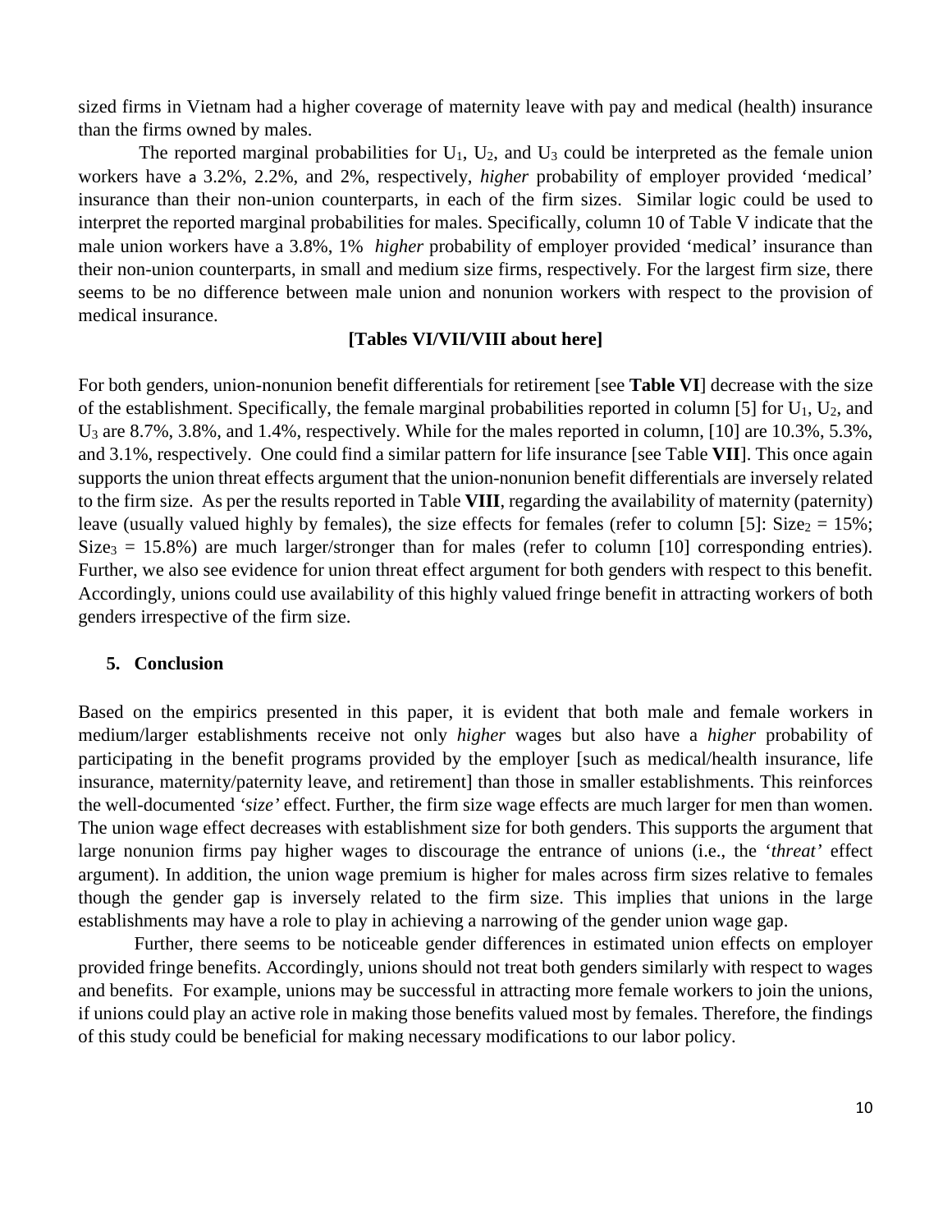sized firms in Vietnam had a higher coverage of maternity leave with pay and medical (health) insurance than the firms owned by males.

The reported marginal probabilities for $U_1$, $U_2$, and $U_3$ could be interpreted as the female union workers have a 3.2%, 2.2%, and 2%, respectively, *higher* probability of employer provided 'medical' insurance than their non-union counterparts, in each of the firm sizes. Similar logic could be used to interpret the reported marginal probabilities for males. Specifically, column 10 of Table V indicate that the male union workers have a 3.8%, 1% *higher* probability of employer provided 'medical' insurance than their non-union counterparts, in small and medium size firms, respectively. For the largest firm size, there seems to be no difference between male union and nonunion workers with respect to the provision of medical insurance.

**[Tables VI/VII/VIII about here]**

For both genders, union-nonunion benefit differentials for retirement [see **Table VI**] decrease with the size of the establishment. Specifically, the female marginal probabilities reported in column [5] for $U_1$, $U_2$, and $U_3$ are 8.7%, 3.8%, and 1.4%, respectively. While for the males reported in column, [10] are 10.3%, 5.3%, and 3.1%, respectively. One could find a similar pattern for life insurance [see Table **VII**]. This once again supports the union threat effects argument that the union-nonunion benefit differentials are inversely related to the firm size. As per the results reported in Table **VIII**, regarding the availability of maternity (paternity) leave (usually valued highly by females), the size effects for females (refer to column [5]: $Size_2$ = 15%; $Size_3$ = 15.8%) are much larger/stronger than for males (refer to column [10] corresponding entries). Further, we also see evidence for union threat effect argument for both genders with respect to this benefit. Accordingly, unions could use availability of this highly valued fringe benefit in attracting workers of both genders irrespective of the firm size.

## 5. Conclusion

Based on the empirics presented in this paper, it is evident that both male and female workers in medium/larger establishments receive not only *higher* wages but also have a *higher* probability of participating in the benefit programs provided by the employer [such as medical/health insurance, life insurance, maternity/paternity leave, and retirement] than those in smaller establishments. This reinforces the well-documented *'size'* effect. Further, the firm size wage effects are much larger for men than women. The union wage effect decreases with establishment size for both genders. This supports the argument that large nonunion firms pay higher wages to discourage the entrance of unions (i.e., the '*threat'* effect argument). In addition, the union wage premium is higher for males across firm sizes relative to females though the gender gap is inversely related to the firm size. This implies that unions in the large establishments may have a role to play in achieving a narrowing of the gender union wage gap.

Further, there seems to be noticeable gender differences in estimated union effects on employer provided fringe benefits. Accordingly, unions should not treat both genders similarly with respect to wages and benefits. For example, unions may be successful in attracting more female workers to join the unions, if unions could play an active role in making those benefits valued most by females. Therefore, the findings of this study could be beneficial for making necessary modifications to our labor policy.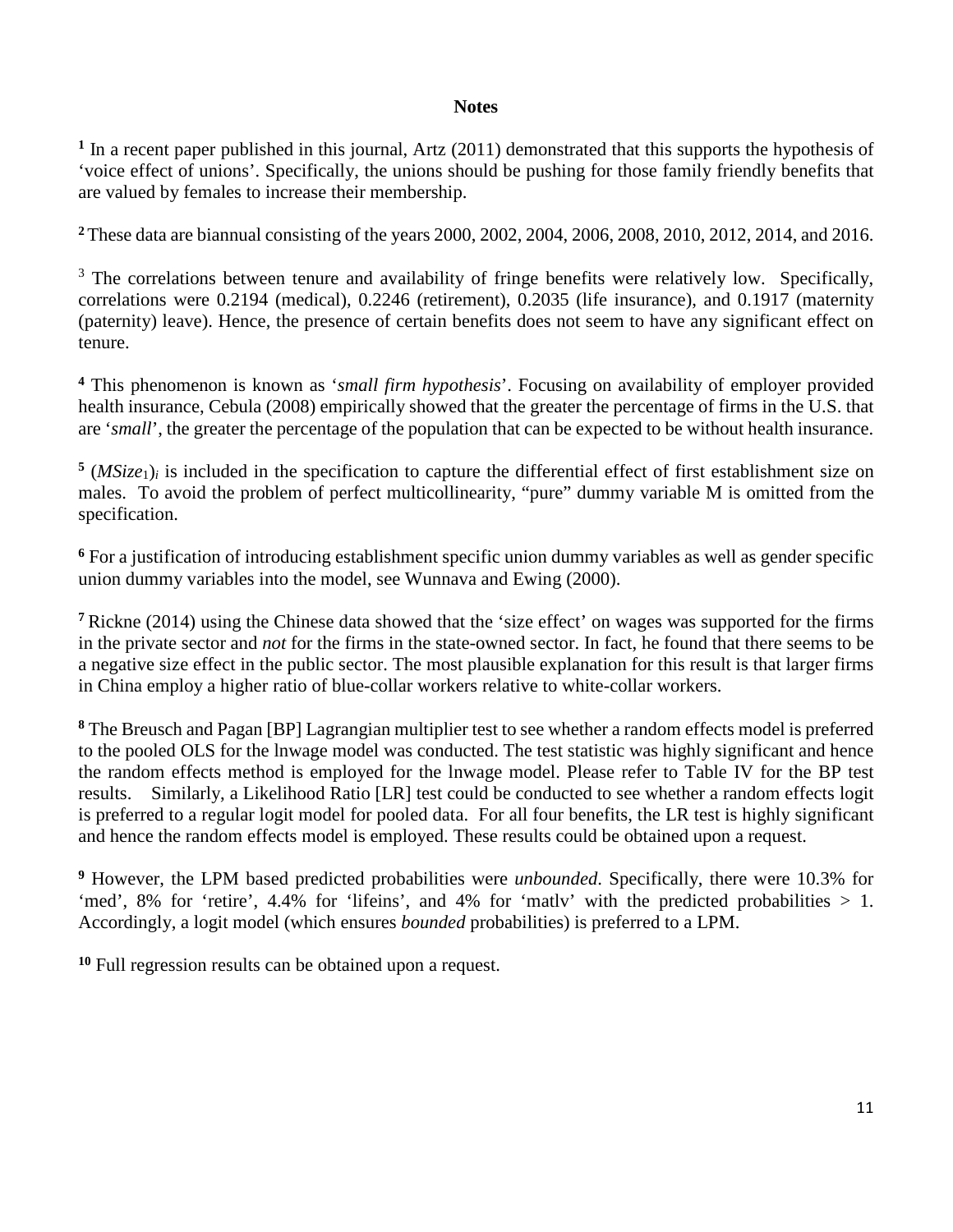**Notes**

**[1]** In a recent paper published in this journal, Artz (2011) demonstrated that this supports the hypothesis of 'voice effect of unions'. Specifically, the unions should be pushing for those family friendly benefits that are valued by females to increase their membership.

**[2]** These data are biannual consisting of the years 2000, 2002, 2004, 2006, 2008, 2010, 2012, 2014, and 2016.

[3] The correlations between tenure and availability of fringe benefits were relatively low. Specifically, correlations were 0.2194 (medical), 0.2246 (retirement), 0.2035 (life insurance), and 0.1917 (maternity (paternity) leave). Hence, the presence of certain benefits does not seem to have any significant effect on tenure.

**[4]** This phenomenon is known as '*small firm hypothesis*'. Focusing on availability of employer provided health insurance, Cebula (2008) empirically showed that the greater the percentage of firms in the U.S. that are '*small*', the greater the percentage of the population that can be expected to be without health insurance.

**[5]** $(MSize_1)_i$ is included in the specification to capture the differential effect of first establishment size on males. To avoid the problem of perfect multicollinearity, "pure" dummy variable M is omitted from the specification.

**[6]** For a justification of introducing establishment specific union dummy variables as well as gender specific union dummy variables into the model, see Wunnava and Ewing (2000).

**[7]** Rickne (2014) using the Chinese data showed that the 'size effect' on wages was supported for the firms in the private sector and *not* for the firms in the state-owned sector. In fact, he found that there seems to be a negative size effect in the public sector. The most plausible explanation for this result is that larger firms in China employ a higher ratio of blue-collar workers relative to white-collar workers.

**[8]** The Breusch and Pagan [BP] Lagrangian multiplier test to see whether a random effects model is preferred to the pooled OLS for the lnwage model was conducted. The test statistic was highly significant and hence the random effects method is employed for the lnwage model. Please refer to Table IV for the BP test results. Similarly, a Likelihood Ratio [LR] test could be conducted to see whether a random effects logit is preferred to a regular logit model for pooled data. For all four benefits, the LR test is highly significant and hence the random effects model is employed. These results could be obtained upon a request.

**[9]** However, the LPM based predicted probabilities were *unbounded*. Specifically, there were 10.3% for 'med', 8% for 'retire', 4.4% for 'lifeins', and 4% for 'matlv' with the predicted probabilities > 1. Accordingly, a logit model (which ensures *bounded* probabilities) is preferred to a LPM.

**[10]** Full regression results can be obtained upon a request.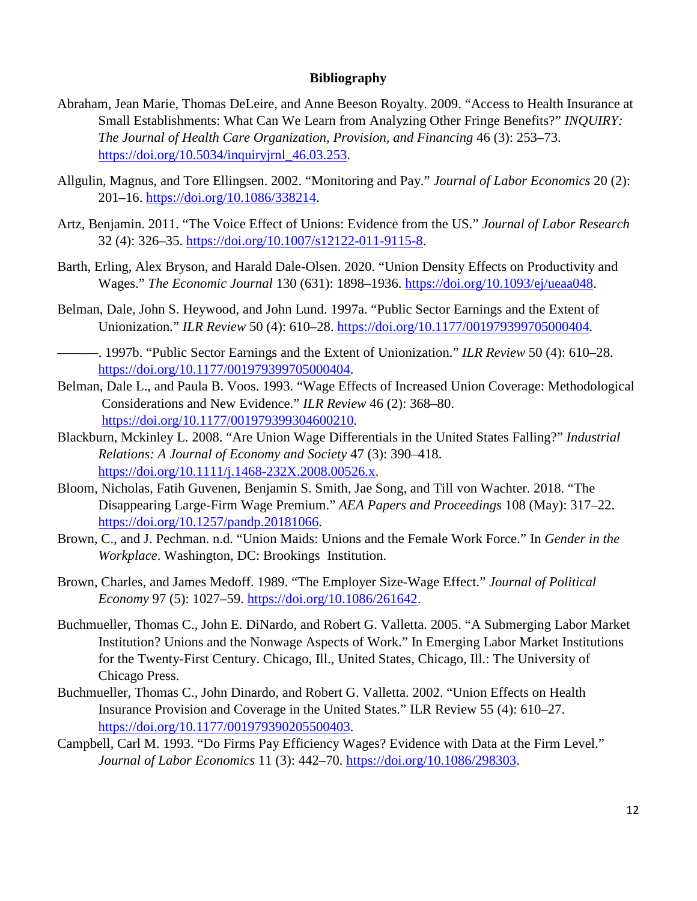## Bibliography

Abraham, Jean Marie, Thomas DeLeire, and Anne Beeson Royalty. 2009. "Access to Health Insurance at Small Establishments: What Can We Learn from Analyzing Other Fringe Benefits?" *INQUIRY: The Journal of Health Care Organization, Provision, and Financing* 46 (3): 253–73. https://doi.org/10.5034/inquiryjrnl_46.03.253.

Allgulin, Magnus, and Tore Ellingsen. 2002. "Monitoring and Pay." *Journal of Labor Economics* 20 (2): 201–16. https://doi.org/10.1086/338214.

Artz, Benjamin. 2011. "The Voice Effect of Unions: Evidence from the US." *Journal of Labor Research* 32 (4): 326–35. https://doi.org/10.1007/s12122-011-9115-8.

Barth, Erling, Alex Bryson, and Harald Dale-Olsen. 2020. "Union Density Effects on Productivity and Wages." *The Economic Journal* 130 (631): 1898–1936. https://doi.org/10.1093/ej/ueaa048.

Belman, Dale, John S. Heywood, and John Lund. 1997a. "Public Sector Earnings and the Extent of Unionization." *ILR Review* 50 (4): 610–28. https://doi.org/10.1177/001979399705000404.

———. 1997b. "Public Sector Earnings and the Extent of Unionization." *ILR Review* 50 (4): 610–28. https://doi.org/10.1177/001979399705000404.

Belman, Dale L., and Paula B. Voos. 1993. "Wage Effects of Increased Union Coverage: Methodological Considerations and New Evidence." *ILR Review* 46 (2): 368–80. https://doi.org/10.1177/001979399304600210.

Blackburn, Mckinley L. 2008. "Are Union Wage Differentials in the United States Falling?" *Industrial Relations: A Journal of Economy and Society* 47 (3): 390–418. https://doi.org/10.1111/j.1468-232X.2008.00526.x.

Bloom, Nicholas, Fatih Guvenen, Benjamin S. Smith, Jae Song, and Till von Wachter. 2018. "The Disappearing Large-Firm Wage Premium." *AEA Papers and Proceedings* 108 (May): 317–22. https://doi.org/10.1257/pandp.20181066.

Brown, C., and J. Pechman. n.d. "Union Maids: Unions and the Female Work Force." In *Gender in the Workplace*. Washington, DC: Brookings Institution.

Brown, Charles, and James Medoff. 1989. "The Employer Size-Wage Effect." *Journal of Political Economy* 97 (5): 1027–59. https://doi.org/10.1086/261642.

Buchmueller, Thomas C., John E. DiNardo, and Robert G. Valletta. 2005. "A Submerging Labor Market Institution? Unions and the Nonwage Aspects of Work." In Emerging Labor Market Institutions for the Twenty-First Century. Chicago, Ill., United States, Chicago, Ill.: The University of Chicago Press.

Buchmueller, Thomas C., John Dinardo, and Robert G. Valletta. 2002. "Union Effects on Health Insurance Provision and Coverage in the United States." ILR Review 55 (4): 610–27. https://doi.org/10.1177/001979390205500403.

Campbell, Carl M. 1993. "Do Firms Pay Efficiency Wages? Evidence with Data at the Firm Level." *Journal of Labor Economics* 11 (3): 442–70. https://doi.org/10.1086/298303.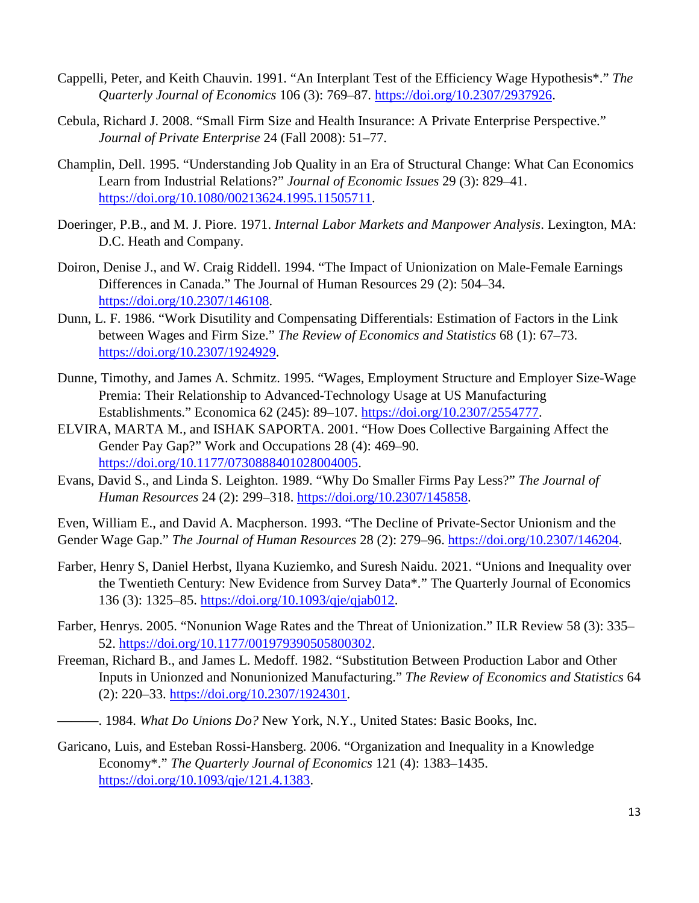Cappelli, Peter, and Keith Chauvin. 1991. "An Interplant Test of the Efficiency Wage Hypothesis*." *The Quarterly Journal of Economics* 106 (3): 769–87. https://doi.org/10.2307/2937926.

Cebula, Richard J. 2008. "Small Firm Size and Health Insurance: A Private Enterprise Perspective." *Journal of Private Enterprise* 24 (Fall 2008): 51–77.

Champlin, Dell. 1995. "Understanding Job Quality in an Era of Structural Change: What Can Economics Learn from Industrial Relations?" *Journal of Economic Issues* 29 (3): 829–41. https://doi.org/10.1080/00213624.1995.11505711.

Doeringer, P.B., and M. J. Piore. 1971. *Internal Labor Markets and Manpower Analysis*. Lexington, MA: D.C. Heath and Company.

Doiron, Denise J., and W. Craig Riddell. 1994. "The Impact of Unionization on Male-Female Earnings Differences in Canada." The Journal of Human Resources 29 (2): 504–34. https://doi.org/10.2307/146108.

Dunn, L. F. 1986. "Work Disutility and Compensating Differentials: Estimation of Factors in the Link between Wages and Firm Size." *The Review of Economics and Statistics* 68 (1): 67–73. https://doi.org/10.2307/1924929.

Dunne, Timothy, and James A. Schmitz. 1995. "Wages, Employment Structure and Employer Size-Wage Premia: Their Relationship to Advanced-Technology Usage at US Manufacturing Establishments." Economica 62 (245): 89–107. https://doi.org/10.2307/2554777.

ELVIRA, MARTA M., and ISHAK SAPORTA. 2001. "How Does Collective Bargaining Affect the Gender Pay Gap?" Work and Occupations 28 (4): 469–90. https://doi.org/10.1177/0730888401028004005.

Evans, David S., and Linda S. Leighton. 1989. "Why Do Smaller Firms Pay Less?" *The Journal of Human Resources* 24 (2): 299–318. https://doi.org/10.2307/145858.

Even, William E., and David A. Macpherson. 1993. "The Decline of Private-Sector Unionism and the Gender Wage Gap." *The Journal of Human Resources* 28 (2): 279–96. https://doi.org/10.2307/146204.

Farber, Henry S, Daniel Herbst, Ilyana Kuziemko, and Suresh Naidu. 2021. "Unions and Inequality over the Twentieth Century: New Evidence from Survey Data*." The Quarterly Journal of Economics 136 (3): 1325–85. https://doi.org/10.1093/qje/qjab012.

Farber, Henrys. 2005. "Nonunion Wage Rates and the Threat of Unionization." ILR Review 58 (3): 335–52. https://doi.org/10.1177/001979390505800302.

Freeman, Richard B., and James L. Medoff. 1982. "Substitution Between Production Labor and Other Inputs in Unionzed and Nonunionized Manufacturing." *The Review of Economics and Statistics* 64 (2): 220–33. https://doi.org/10.2307/1924301.

———. 1984. *What Do Unions Do?* New York, N.Y., United States: Basic Books, Inc.

Garicano, Luis, and Esteban Rossi-Hansberg. 2006. "Organization and Inequality in a Knowledge Economy*." *The Quarterly Journal of Economics* 121 (4): 1383–1435. https://doi.org/10.1093/qje/121.4.1383.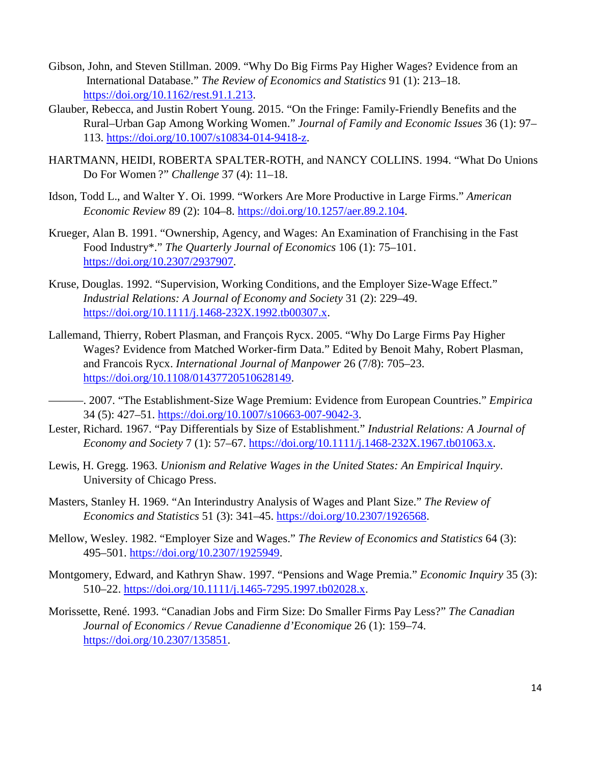Gibson, John, and Steven Stillman. 2009. "Why Do Big Firms Pay Higher Wages? Evidence from an International Database." *The Review of Economics and Statistics* 91 (1): 213–18. https://doi.org/10.1162/rest.91.1.213.

Glauber, Rebecca, and Justin Robert Young. 2015. "On the Fringe: Family-Friendly Benefits and the Rural–Urban Gap Among Working Women." *Journal of Family and Economic Issues* 36 (1): 97–113. https://doi.org/10.1007/s10834-014-9418-z.

HARTMANN, HEIDI, ROBERTA SPALTER-ROTH, and NANCY COLLINS. 1994. "What Do Unions Do For Women ?" *Challenge* 37 (4): 11–18.

Idson, Todd L., and Walter Y. Oi. 1999. "Workers Are More Productive in Large Firms." *American Economic Review* 89 (2): 104–8. https://doi.org/10.1257/aer.89.2.104.

Krueger, Alan B. 1991. "Ownership, Agency, and Wages: An Examination of Franchising in the Fast Food Industry*." *The Quarterly Journal of Economics* 106 (1): 75–101. https://doi.org/10.2307/2937907.

Kruse, Douglas. 1992. "Supervision, Working Conditions, and the Employer Size-Wage Effect." *Industrial Relations: A Journal of Economy and Society* 31 (2): 229–49. https://doi.org/10.1111/j.1468-232X.1992.tb00307.x.

Lallemand, Thierry, Robert Plasman, and François Rycx. 2005. "Why Do Large Firms Pay Higher Wages? Evidence from Matched Worker-firm Data." Edited by Benoit Mahy, Robert Plasman, and Francois Rycx. *International Journal of Manpower* 26 (7/8): 705–23. https://doi.org/10.1108/01437720510628149.

———. 2007. "The Establishment-Size Wage Premium: Evidence from European Countries." *Empirica* 34 (5): 427–51. https://doi.org/10.1007/s10663-007-9042-3.

Lester, Richard. 1967. "Pay Differentials by Size of Establishment." *Industrial Relations: A Journal of Economy and Society* 7 (1): 57–67. https://doi.org/10.1111/j.1468-232X.1967.tb01063.x.

Lewis, H. Gregg. 1963. *Unionism and Relative Wages in the United States: An Empirical Inquiry*. University of Chicago Press.

Masters, Stanley H. 1969. "An Interindustry Analysis of Wages and Plant Size." *The Review of Economics and Statistics* 51 (3): 341–45. https://doi.org/10.2307/1926568.

Mellow, Wesley. 1982. "Employer Size and Wages." *The Review of Economics and Statistics* 64 (3): 495–501. https://doi.org/10.2307/1925949.

Montgomery, Edward, and Kathryn Shaw. 1997. "Pensions and Wage Premia." *Economic Inquiry* 35 (3): 510–22. https://doi.org/10.1111/j.1465-7295.1997.tb02028.x.

Morissette, René. 1993. "Canadian Jobs and Firm Size: Do Smaller Firms Pay Less?" *The Canadian Journal of Economics / Revue Canadienne d'Economique* 26 (1): 159–74. https://doi.org/10.2307/135851.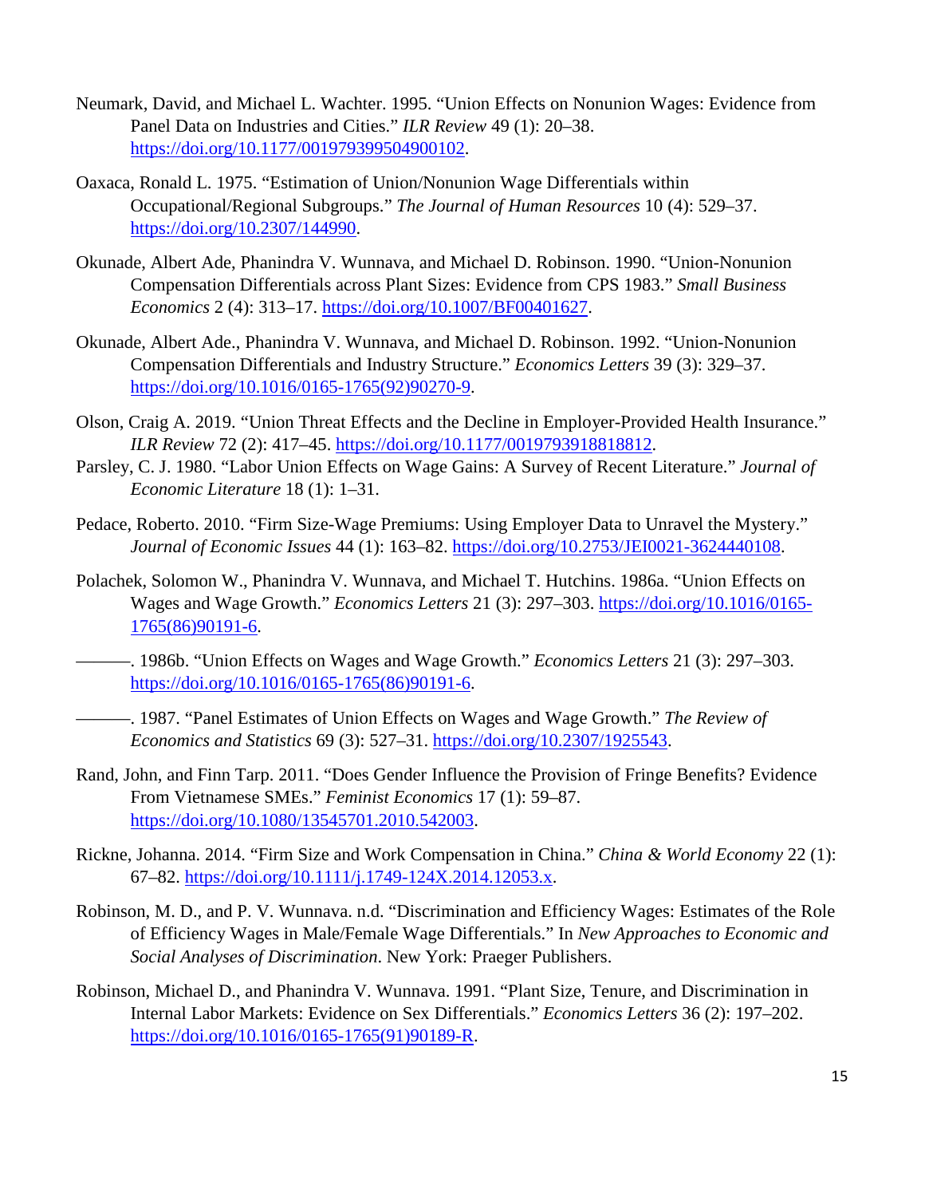Neumark, David, and Michael L. Wachter. 1995. "Union Effects on Nonunion Wages: Evidence from Panel Data on Industries and Cities." *ILR Review* 49 (1): 20–38. https://doi.org/10.1177/001979399504900102.

Oaxaca, Ronald L. 1975. "Estimation of Union/Nonunion Wage Differentials within Occupational/Regional Subgroups." *The Journal of Human Resources* 10 (4): 529–37. https://doi.org/10.2307/144990.

Okunade, Albert Ade, Phanindra V. Wunnava, and Michael D. Robinson. 1990. "Union-Nonunion Compensation Differentials across Plant Sizes: Evidence from CPS 1983." *Small Business Economics* 2 (4): 313–17. https://doi.org/10.1007/BF00401627.

Okunade, Albert Ade., Phanindra V. Wunnava, and Michael D. Robinson. 1992. "Union-Nonunion Compensation Differentials and Industry Structure." *Economics Letters* 39 (3): 329–37. https://doi.org/10.1016/0165-1765(92)90270-9.

Olson, Craig A. 2019. "Union Threat Effects and the Decline in Employer-Provided Health Insurance." *ILR Review* 72 (2): 417–45. https://doi.org/10.1177/0019793918818812.

Parsley, C. J. 1980. "Labor Union Effects on Wage Gains: A Survey of Recent Literature." *Journal of Economic Literature* 18 (1): 1–31.

Pedace, Roberto. 2010. "Firm Size-Wage Premiums: Using Employer Data to Unravel the Mystery." *Journal of Economic Issues* 44 (1): 163–82. https://doi.org/10.2753/JEI0021-3624440108.

Polachek, Solomon W., Phanindra V. Wunnava, and Michael T. Hutchins. 1986a. "Union Effects on Wages and Wage Growth." *Economics Letters* 21 (3): 297–303. https://doi.org/10.1016/0165-1765(86)90191-6.

———. 1986b. "Union Effects on Wages and Wage Growth." *Economics Letters* 21 (3): 297–303. https://doi.org/10.1016/0165-1765(86)90191-6.

———. 1987. "Panel Estimates of Union Effects on Wages and Wage Growth." *The Review of Economics and Statistics* 69 (3): 527–31. https://doi.org/10.2307/1925543.

Rand, John, and Finn Tarp. 2011. "Does Gender Influence the Provision of Fringe Benefits? Evidence From Vietnamese SMEs." *Feminist Economics* 17 (1): 59–87. https://doi.org/10.1080/13545701.2010.542003.

Rickne, Johanna. 2014. "Firm Size and Work Compensation in China." *China & World Economy* 22 (1): 67–82. https://doi.org/10.1111/j.1749-124X.2014.12053.x.

Robinson, M. D., and P. V. Wunnava. n.d. "Discrimination and Efficiency Wages: Estimates of the Role of Efficiency Wages in Male/Female Wage Differentials." In *New Approaches to Economic and Social Analyses of Discrimination.* New York: Praeger Publishers.

Robinson, Michael D., and Phanindra V. Wunnava. 1991. "Plant Size, Tenure, and Discrimination in Internal Labor Markets: Evidence on Sex Differentials." *Economics Letters* 36 (2): 197–202. https://doi.org/10.1016/0165-1765(91)90189-R.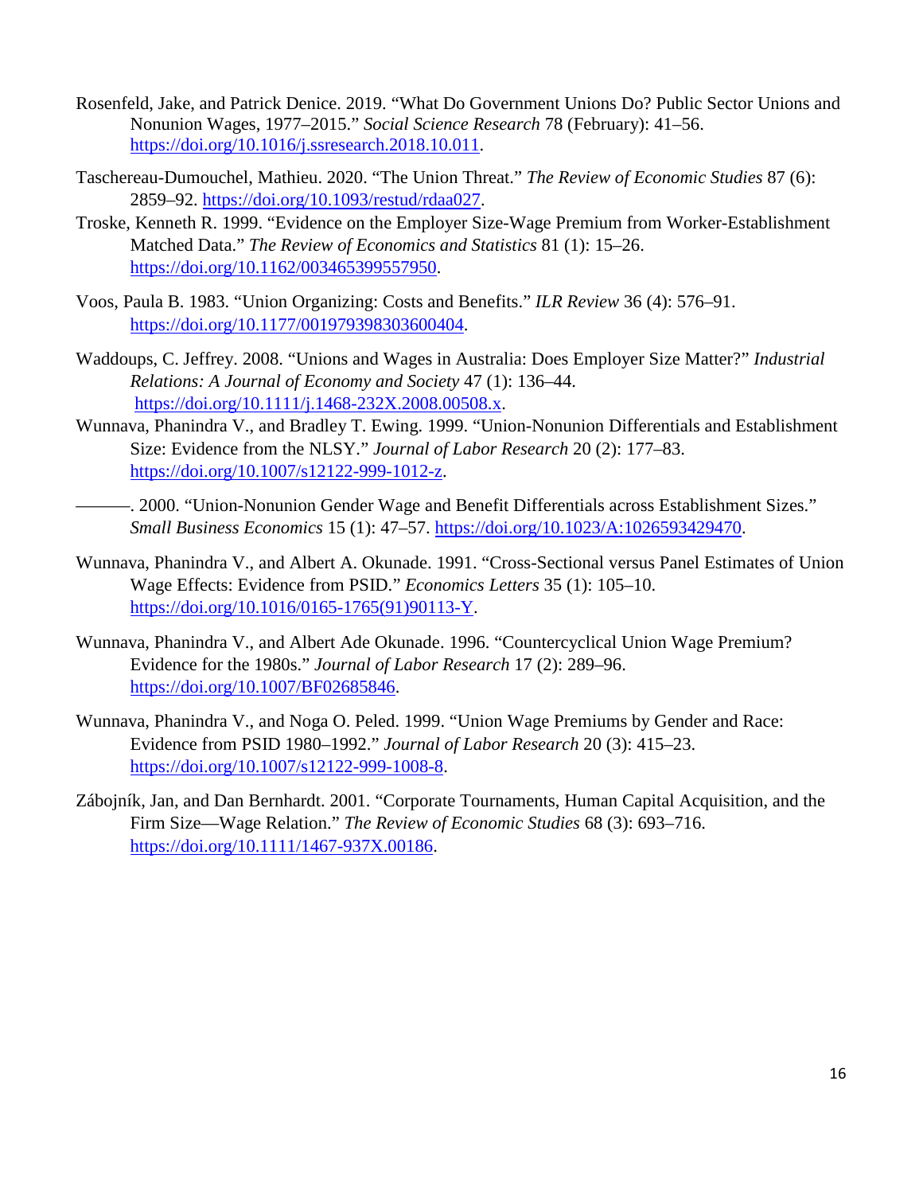Rosenfeld, Jake, and Patrick Denice. 2019. "What Do Government Unions Do? Public Sector Unions and Nonunion Wages, 1977–2015." *Social Science Research* 78 (February): 41–56. https://doi.org/10.1016/j.ssresearch.2018.10.011.

Taschereau-Dumouchel, Mathieu. 2020. "The Union Threat." *The Review of Economic Studies* 87 (6): 2859–92. https://doi.org/10.1093/restud/rdaa027.

Troske, Kenneth R. 1999. "Evidence on the Employer Size-Wage Premium from Worker-Establishment Matched Data." *The Review of Economics and Statistics* 81 (1): 15–26. https://doi.org/10.1162/003465399557950.

Voos, Paula B. 1983. "Union Organizing: Costs and Benefits." *ILR Review* 36 (4): 576–91. https://doi.org/10.1177/001979398303600404.

Waddoups, C. Jeffrey. 2008. "Unions and Wages in Australia: Does Employer Size Matter?" *Industrial Relations: A Journal of Economy and Society* 47 (1): 136–44. https://doi.org/10.1111/j.1468-232X.2008.00508.x.

Wunnava, Phanindra V., and Bradley T. Ewing. 1999. "Union-Nonunion Differentials and Establishment Size: Evidence from the NLSY." *Journal of Labor Research* 20 (2): 177–83. https://doi.org/10.1007/s12122-999-1012-z.

———. 2000. "Union-Nonunion Gender Wage and Benefit Differentials across Establishment Sizes." *Small Business Economics* 15 (1): 47–57. https://doi.org/10.1023/A:1026593429470.

Wunnava, Phanindra V., and Albert A. Okunade. 1991. "Cross-Sectional versus Panel Estimates of Union Wage Effects: Evidence from PSID." *Economics Letters* 35 (1): 105–10. https://doi.org/10.1016/0165-1765(91)90113-Y.

Wunnava, Phanindra V., and Albert Ade Okunade. 1996. "Countercyclical Union Wage Premium? Evidence for the 1980s." *Journal of Labor Research* 17 (2): 289–96. https://doi.org/10.1007/BF02685846.

Wunnava, Phanindra V., and Noga O. Peled. 1999. "Union Wage Premiums by Gender and Race: Evidence from PSID 1980–1992." *Journal of Labor Research* 20 (3): 415–23. https://doi.org/10.1007/s12122-999-1008-8.

Zábojník, Jan, and Dan Bernhardt. 2001. "Corporate Tournaments, Human Capital Acquisition, and the Firm Size—Wage Relation." *The Review of Economic Studies* 68 (3): 693–716. https://doi.org/10.1111/1467-937X.00186.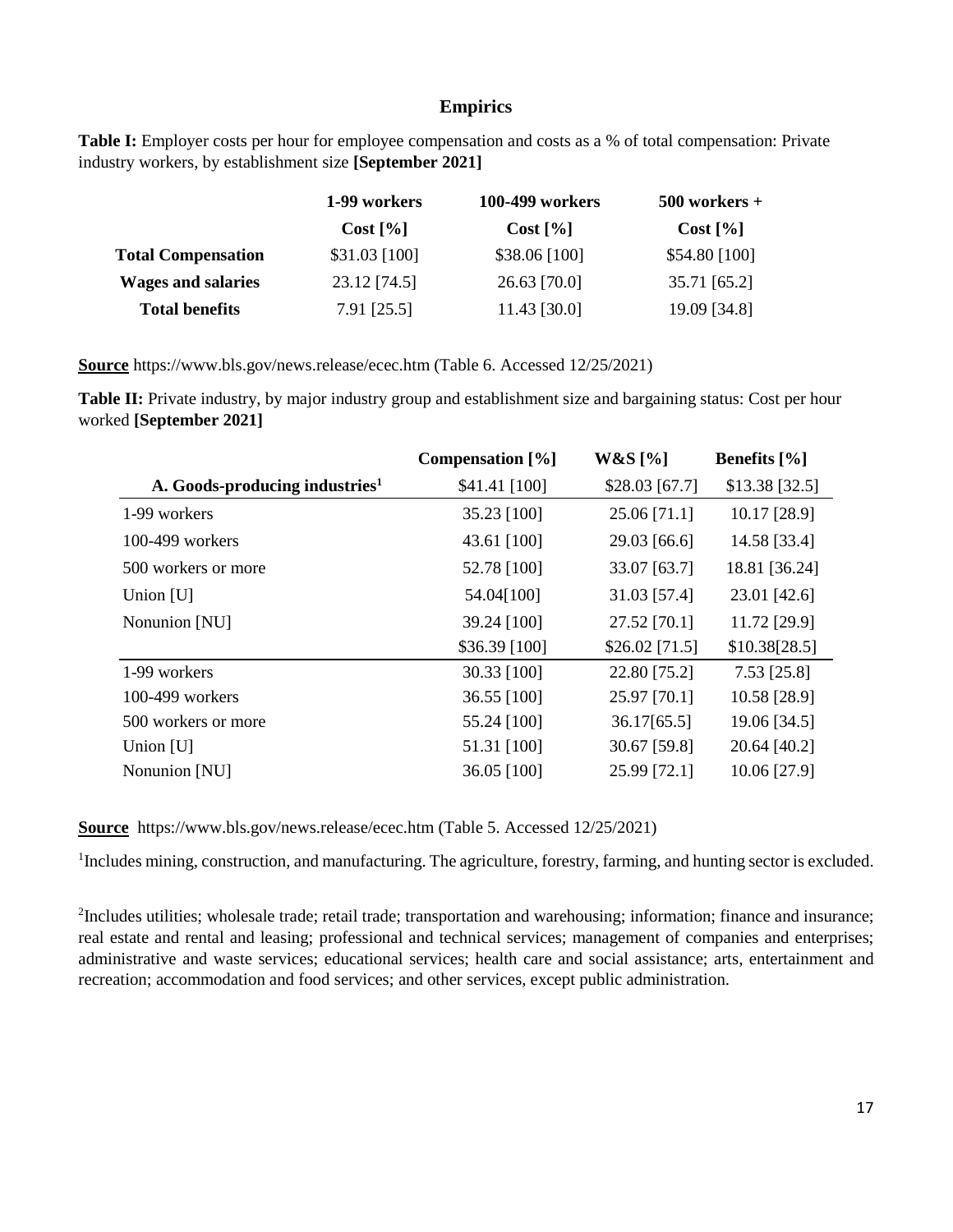## Empirics

**Table I:** Employer costs per hour for employee compensation and costs as a % of total compensation: Private industry workers, by establishment size **[September 2021]**

| | 1-99 workers | 100-499 workers | 500 workers + |
|---|---|---|---|
| | Cost [%] | Cost [%] | Cost [%] |
| **Total Compensation** | $31.03 [100] | $38.06 [100] | $54.80 [100] |
| **Wages and salaries** | 23.12 [74.5] | 26.63 [70.0] | 35.71 [65.2] |
| **Total benefits** | 7.91 [25.5] | 11.43 [30.0] | 19.09 [34.8] |

**Source** https://www.bls.gov/news.release/ecec.htm (Table 6. Accessed 12/25/2021)

**Table II:** Private industry, by major industry group and establishment size and bargaining status: Cost per hour worked **[September 2021]**

| | Compensation [%] | W&S [%] | Benefits [%] |
|---|---|---|---|
| A. Goods-producing industries[1] | $41.41 [100] | $28.03 [67.7] | $13.38 [32.5] |
| 1-99 workers | 35.23 [100] | 25.06 [71.1] | 10.17 [28.9] |
| 100-499 workers | 43.61 [100] | 29.03 [66.6] | 14.58 [33.4] |
| 500 workers or more | 52.78 [100] | 33.07 [63.7] | 18.81 [36.24] |
| Union [U] | 54.04[100] | 31.03 [57.4] | 23.01 [42.6] |
| Nonunion [NU] | 39.24 [100] | 27.52 [70.1] | 11.72 [29.9] |
| | $36.39 [100] | $26.02 [71.5] | $10.38[28.5] |
| 1-99 workers | 30.33 [100] | 22.80 [75.2] | 7.53 [25.8] |
| 100-499 workers | 36.55 [100] | 25.97 [70.1] | 10.58 [28.9] |
| 500 workers or more | 55.24 [100] | 36.17[65.5] | 19.06 [34.5] |
| Union [U] | 51.31 [100] | 30.67 [59.8] | 20.64 [40.2] |
| Nonunion [NU] | 36.05 [100] | 25.99 [72.1] | 10.06 [27.9] |

**Source** https://www.bls.gov/news.release/ecec.htm (Table 5. Accessed 12/25/2021)

[1]Includes mining, construction, and manufacturing. The agriculture, forestry, farming, and hunting sector is excluded.

[2]Includes utilities; wholesale trade; retail trade; transportation and warehousing; information; finance and insurance; real estate and rental and leasing; professional and technical services; management of companies and enterprises; administrative and waste services; educational services; health care and social assistance; arts, entertainment and recreation; accommodation and food services; and other services, except public administration.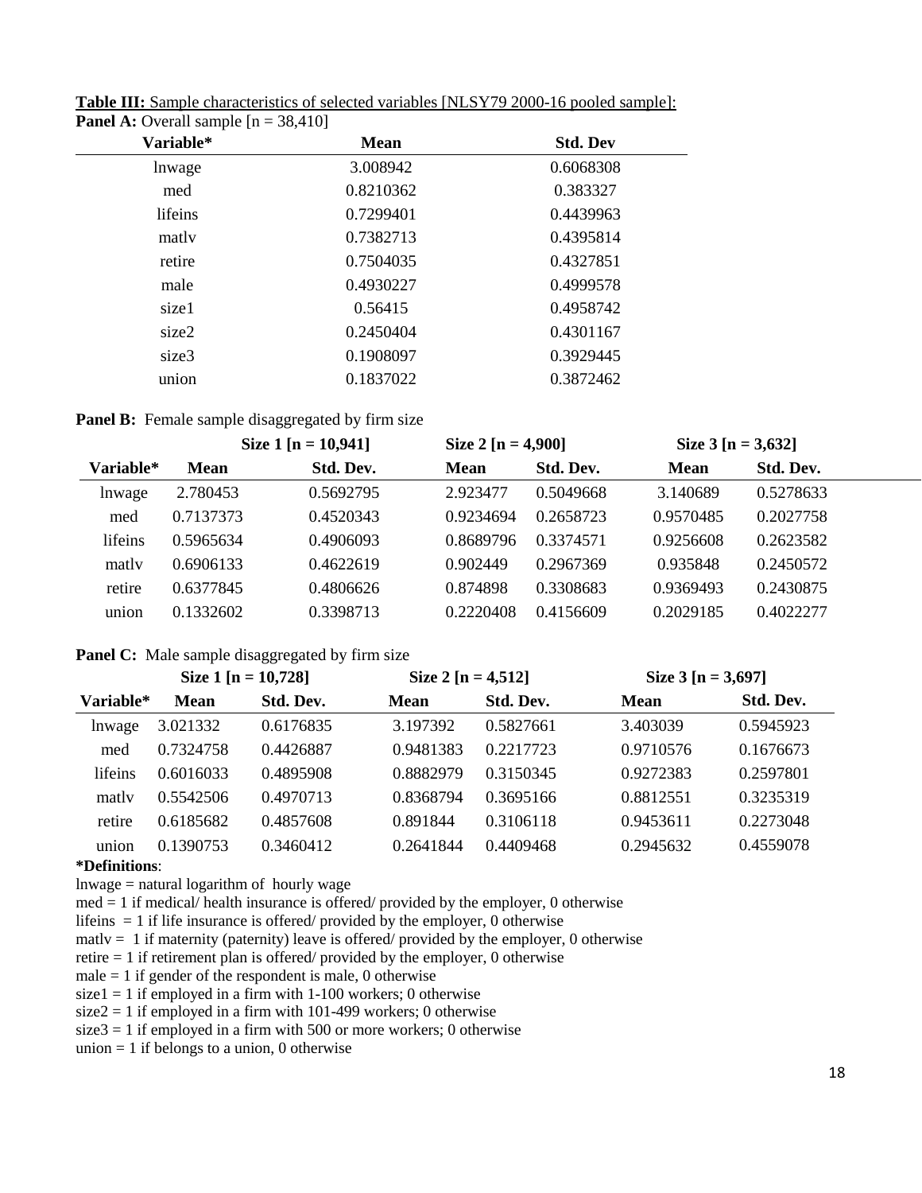**Table III:** Sample characteristics of selected variables [NLSY79 2000-16 pooled sample]:

**Panel A:** Overall sample [n = 38,410]

| Variable* | Mean | Std. Dev |
|---|---|---|
| lnwage | 3.008942 | 0.6068308 |
| med | 0.8210362 | 0.383327 |
| lifeins | 0.7299401 | 0.4439963 |
| matlv | 0.7382713 | 0.4395814 |
| retire | 0.7504035 | 0.4327851 |
| male | 0.4930227 | 0.4999578 |
| size1 | 0.56415 | 0.4958742 |
| size2 | 0.2450404 | 0.4301167 |
| size3 | 0.1908097 | 0.3929445 |
| union | 0.1837022 | 0.3872462 |

**Panel B:** Female sample disaggregated by firm size

| | Size 1 [n = 10,941] | | Size 2 [n = 4,900] | | Size 3 [n = 3,632] | |
|---|---|---|---|---|---|---|
| Variable* | Mean | Std. Dev. | Mean | Std. Dev. | Mean | Std. Dev. |
| lnwage | 2.780453 | 0.5692795 | 2.923477 | 0.5049668 | 3.140689 | 0.5278633 |
| med | 0.7137373 | 0.4520343 | 0.9234694 | 0.2658723 | 0.9570485 | 0.2027758 |
| lifeins | 0.5965634 | 0.4906093 | 0.8689796 | 0.3374571 | 0.9256608 | 0.2623582 |
| matlv | 0.6906133 | 0.4622619 | 0.902449 | 0.2967369 | 0.935848 | 0.2450572 |
| retire | 0.6377845 | 0.4806626 | 0.874898 | 0.3308683 | 0.9369493 | 0.2430875 |
| union | 0.1332602 | 0.3398713 | 0.2220408 | 0.4156609 | 0.2029185 | 0.4022277 |

**Panel C:** Male sample disaggregated by firm size

| | Size 1 [n = 10,728] | | Size 2 [n = 4,512] | | Size 3 [n = 3,697] | |
|---|---|---|---|---|---|---|
| Variable* | Mean | Std. Dev. | Mean | Std. Dev. | Mean | Std. Dev. |
| lnwage | 3.021332 | 0.6176835 | 3.197392 | 0.5827661 | 3.403039 | 0.5945923 |
| med | 0.7324758 | 0.4426887 | 0.9481383 | 0.2217723 | 0.9710576 | 0.1676673 |
| lifeins | 0.6016033 | 0.4895908 | 0.8882979 | 0.3150345 | 0.9272383 | 0.2597801 |
| matlv | 0.5542506 | 0.4970713 | 0.8368794 | 0.3695166 | 0.8812551 | 0.3235319 |
| retire | 0.6185682 | 0.4857608 | 0.891844 | 0.3106118 | 0.9453611 | 0.2273048 |
| union | 0.1390753 | 0.3460412 | 0.2641844 | 0.4409468 | 0.2945632 | 0.4559078 |

**\*Definitions**:

lnwage = natural logarithm of hourly wage

med = 1 if medical/ health insurance is offered/ provided by the employer, 0 otherwise

lifeins = 1 if life insurance is offered/ provided by the employer, 0 otherwise

matlv = 1 if maternity (paternity) leave is offered/ provided by the employer, 0 otherwise

retire = 1 if retirement plan is offered/ provided by the employer, 0 otherwise

male = 1 if gender of the respondent is male, 0 otherwise

size1 = 1 if employed in a firm with 1-100 workers; 0 otherwise

size2 = 1 if employed in a firm with 101-499 workers; 0 otherwise

size3 = 1 if employed in a firm with 500 or more workers; 0 otherwise

union = 1 if belongs to a union, 0 otherwise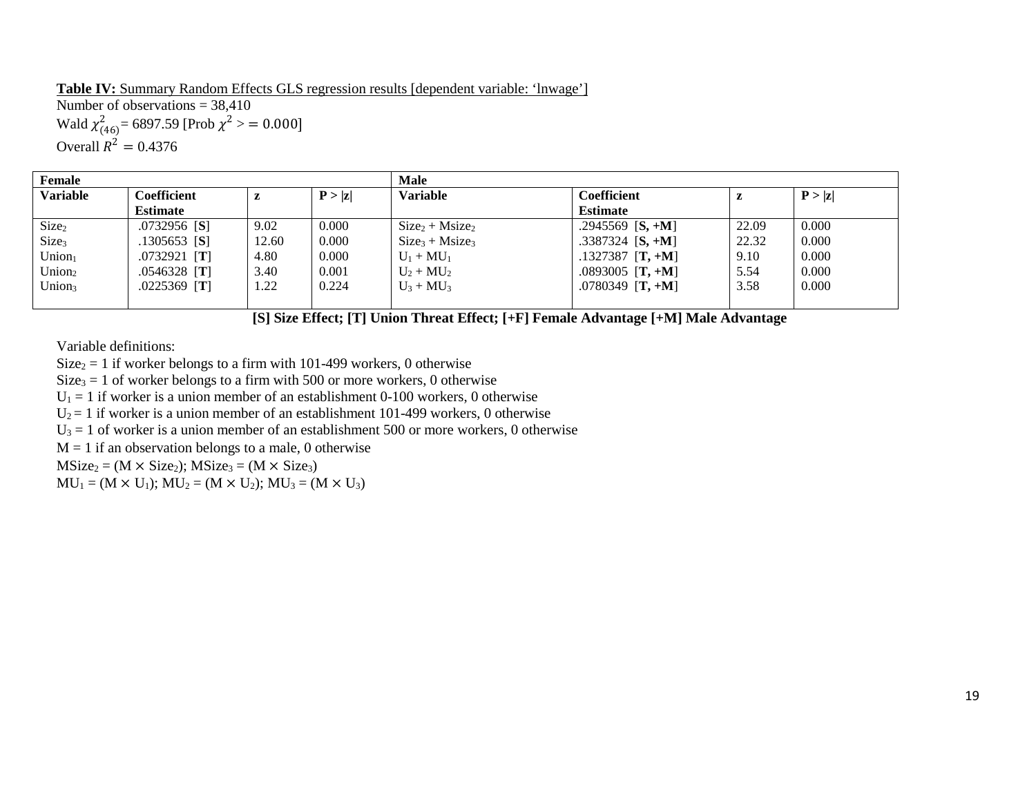**Table IV:** Summary Random Effects GLS regression results [dependent variable: 'lnwage']

Number of observations = 38,410

Wald $\chi^2_{(46)}$ = 6897.59 [Prob $\chi^2 >= 0.000$]

Overall $R^2 = 0.4376$

| **Female** | | | | **Male** | | | |
|---|---|---|---|---|---|---|---|
| **Variable** | **Coefficient Estimate** | **z** | **P > \|z\|** | **Variable** | **Coefficient Estimate** | **z** | **P > \|z\|** |
| $Size_2$ | .0732956 [**S**] | 9.02 | 0.000 | $Size_2 + Msize_2$ | .2945569 [**S, +M**] | 22.09 | 0.000 |
| $Size_3$ | .1305653 [**S**] | 12.60 | 0.000 | $Size_3 + Msize_3$ | .3387324 [**S, +M**] | 22.32 | 0.000 |
| $Union_1$ | .0732921 [**T**] | 4.80 | 0.000 | $U_1 + MU_1$ | .1327387 [**T, +M**] | 9.10 | 0.000 |
| $Union_2$ | .0546328 [**T**] | 3.40 | 0.001 | $U_2 + MU_2$ | .0893005 [**T, +M**] | 5.54 | 0.000 |
| $Union_3$ | .0225369 [**T**] | 1.22 | 0.224 | $U_3 + MU_3$ | .0780349 [**T, +M**] | 3.58 | 0.000 |

**[S] Size Effect; [T] Union Threat Effect; [+F] Female Advantage [+M] Male Advantage**

Variable definitions:

$Size_2 = 1$ if worker belongs to a firm with 101-499 workers, 0 otherwise

$Size_3 = 1$ of worker belongs to a firm with 500 or more workers, 0 otherwise

$U_1 = 1$ if worker is a union member of an establishment 0-100 workers, 0 otherwise

$U_2 = 1$ if worker is a union member of an establishment 101-499 workers, 0 otherwise

$U_3 = 1$ of worker is a union member of an establishment 500 or more workers, 0 otherwise

$M = 1$ if an observation belongs to a male, 0 otherwise

$MSize_2 = (M \times Size_2)$; $MSize_3 = (M \times Size_3)$

$MU_1 = (M \times U_1)$; $MU_2 = (M \times U_2)$; $MU_3 = (M \times U_3)$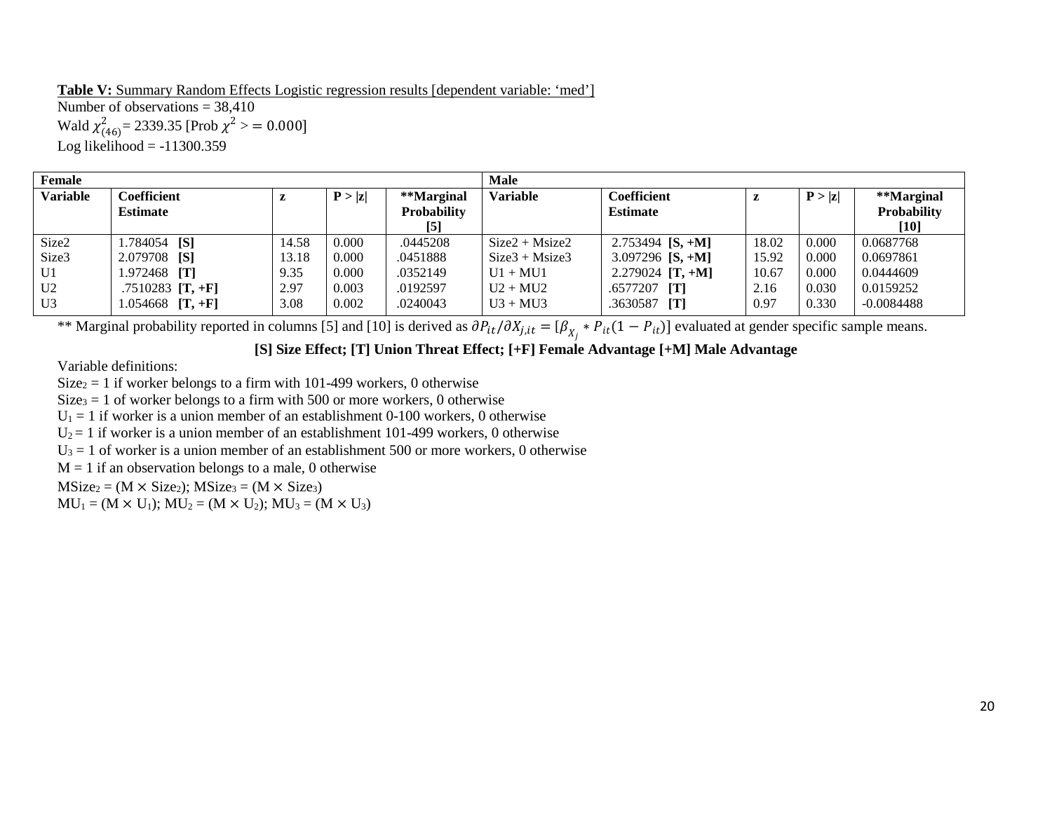**Table V:** Summary Random Effects Logistic regression results [dependent variable: 'med']

Number of observations = 38,410

Wald $\chi^2_{(46)}$ = 2339.35 [Prob $\chi^2 >= 0.000$]

Log likelihood = -11300.359

| Female | | | | | Male | | | | |
|---|---|---|---|---|---|---|---|---|---|
| **Variable** | **Coefficient Estimate** | **z** | **P > \|z\|** | **\*\*Marginal Probability [5]** | **Variable** | **Coefficient Estimate** | **z** | **P > \|z\|** | **\*\*Marginal Probability [10]** |
| Size2 | 1.784054 **[S]** | 14.58 | 0.000 | .0445208 | Size2 + Msize2 | 2.753494 **[S, +M]** | 18.02 | 0.000 | 0.0687768 |
| Size3 | 2.079708 **[S]** | 13.18 | 0.000 | .0451888 | Size3 + Msize3 | 3.097296 **[S, +M]** | 15.92 | 0.000 | 0.0697861 |
| U1 | 1.972468 **[T]** | 9.35 | 0.000 | .0352149 | U1 + MU1 | 2.279024 **[T, +M]** | 10.67 | 0.000 | 0.0444609 |
| U2 | .7510283 **[T, +F]** | 2.97 | 0.003 | .0192597 | U2 + MU2 | .6577207 **[T]** | 2.16 | 0.030 | 0.0159252 |
| U3 | 1.054668 **[T, +F]** | 3.08 | 0.002 | .0240043 | U3 + MU3 | .3630587 **[T]** | 0.97 | 0.330 | -0.0084488 |

** Marginal probability reported in columns [5] and [10] is derived as $\partial P_{it}/\partial X_{j,it} = [\beta_{X_j} * P_{it}(1 - P_{it})]$ evaluated at gender specific sample means.

**[S] Size Effect; [T] Union Threat Effect; [+F] Female Advantage [+M] Male Advantage**

Variable definitions:

$Size_2$ = 1 if worker belongs to a firm with 101-499 workers, 0 otherwise

$Size_3$ = 1 of worker belongs to a firm with 500 or more workers, 0 otherwise

$U_1$ = 1 if worker is a union member of an establishment 0-100 workers, 0 otherwise

$U_2$ = 1 if worker is a union member of an establishment 101-499 workers, 0 otherwise

$U_3$ = 1 of worker is a union member of an establishment 500 or more workers, 0 otherwise

M = 1 if an observation belongs to a male, 0 otherwise

$MSize_2 = (M \times Size_2)$; $MSize_3 = (M \times Size_3)$

$MU_1 = (M \times U_1)$; $MU_2 = (M \times U_2)$; $MU_3 = (M \times U_3)$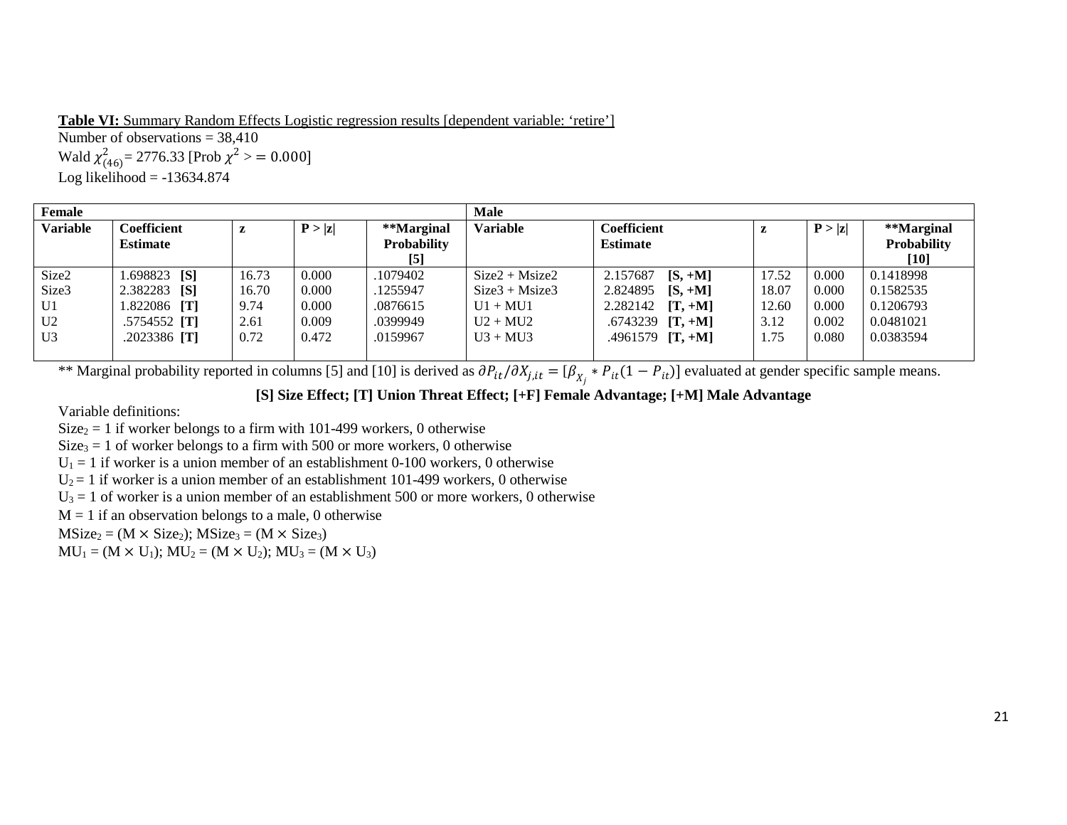**Table VI:** Summary Random Effects Logistic regression results [dependent variable: 'retire']

Number of observations = 38,410

Wald $\chi^2_{(46)}$ = 2776.33 [Prob $\chi^2 >= 0.000$]

Log likelihood = -13634.874

| Female | | | | | Male | | | | |
|---|---|---|---|---|---|---|---|---|---|
| **Variable** | **Coefficient Estimate** | **z** | **P > \|z\|** | **\*\*Marginal Probability [5]** | **Variable** | **Coefficient Estimate** | **z** | **P > \|z\|** | **\*\*Marginal Probability [10]** |
| Size2 | 1.698823 **[S]** | 16.73 | 0.000 | .1079402 | Size2 + Msize2 | 2.157687 **[S, +M]** | 17.52 | 0.000 | 0.1418998 |
| Size3 | 2.382283 **[S]** | 16.70 | 0.000 | .1255947 | Size3 + Msize3 | 2.824895 **[S, +M]** | 18.07 | 0.000 | 0.1582535 |
| U1 | 1.822086 **[T]** | 9.74 | 0.000 | .0876615 | U1 + MU1 | 2.282142 **[T, +M]** | 12.60 | 0.000 | 0.1206793 |
| U2 | .5754552 **[T]** | 2.61 | 0.009 | .0399949 | U2 + MU2 | .6743239 **[T, +M]** | 3.12 | 0.002 | 0.0481021 |
| U3 | .2023386 **[T]** | 0.72 | 0.472 | .0159967 | U3 + MU3 | .4961579 **[T, +M]** | 1.75 | 0.080 | 0.0383594 |

\*\* Marginal probability reported in columns [5] and [10] is derived as $\partial P_{it}/\partial X_{j,it} = [\beta_{X_j} * P_{it}(1 - P_{it})]$ evaluated at gender specific sample means.

**[S] Size Effect; [T] Union Threat Effect; [+F] Female Advantage; [+M] Male Advantage**

Variable definitions:

$Size_2$ = 1 if worker belongs to a firm with 101-499 workers, 0 otherwise

$Size_3$ = 1 of worker belongs to a firm with 500 or more workers, 0 otherwise

$U_1$ = 1 if worker is a union member of an establishment 0-100 workers, 0 otherwise

$U_2$ = 1 if worker is a union member of an establishment 101-499 workers, 0 otherwise

$U_3$ = 1 of worker is a union member of an establishment 500 or more workers, 0 otherwise

M = 1 if an observation belongs to a male, 0 otherwise

$MSize_2 = (M \times Size_2)$; $MSize_3 = (M \times Size_3)$

$MU_1 = (M \times U_1)$; $MU_2 = (M \times U_2)$; $MU_3 = (M \times U_3)$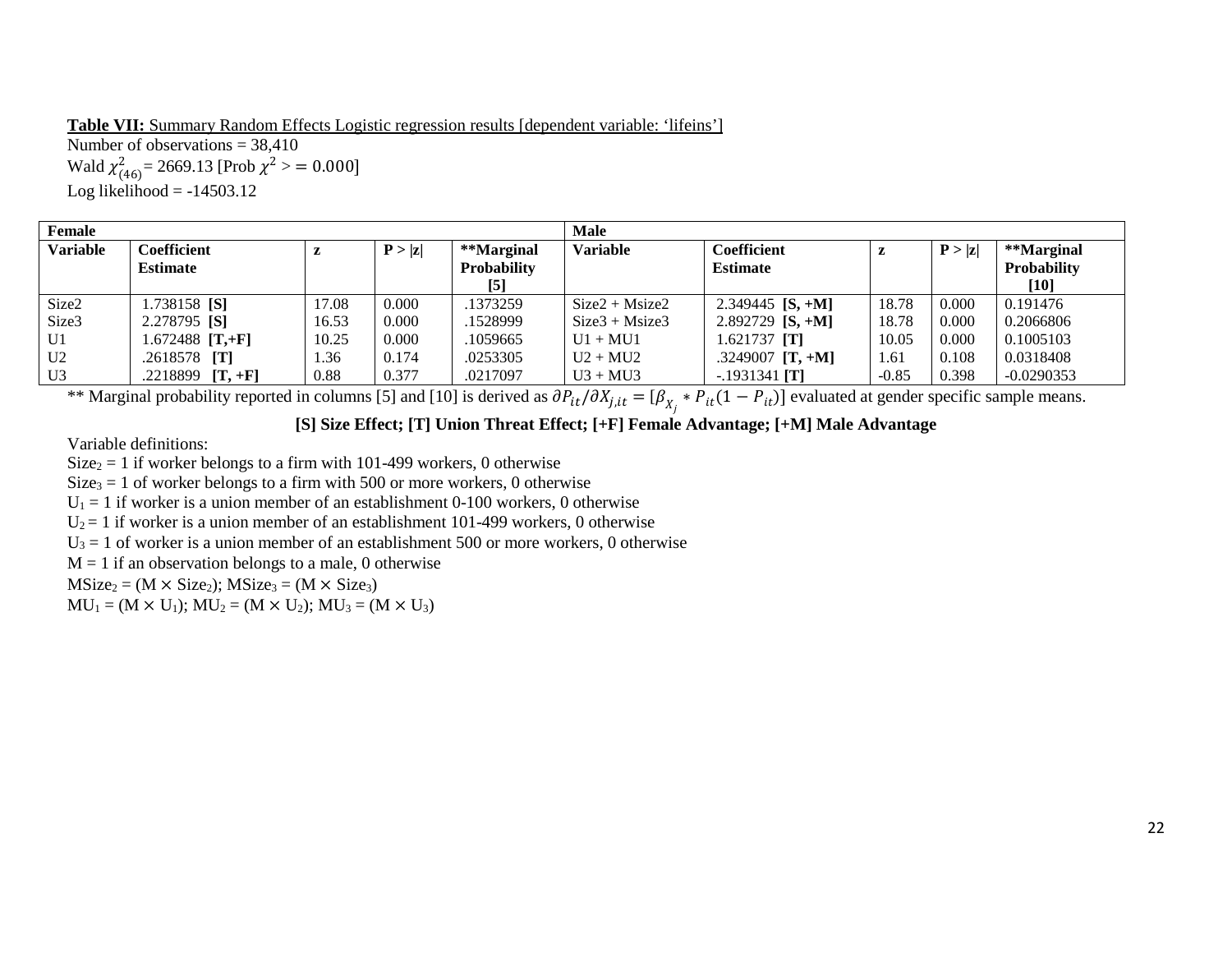**Table VII:** Summary Random Effects Logistic regression results [dependent variable: 'lifeins']

Number of observations = 38,410

Wald $\chi^2_{(46)}$ = 2669.13 [Prob $\chi^2 >= 0.000$]

Log likelihood = -14503.12

| Female | | | | | Male | | | | |
|---|---|---|---|---|---|---|---|---|---|
| **Variable** | **Coefficient Estimate** | **z** | **P > \|z\|** | **\*\*Marginal Probability [5]** | **Variable** | **Coefficient Estimate** | **z** | **P > \|z\|** | **\*\*Marginal Probability [10]** |
| Size2 | 1.738158 **[S]** | 17.08 | 0.000 | .1373259 | Size2 + Msize2 | 2.349445 **[S, +M]** | 18.78 | 0.000 | 0.191476 |
| Size3 | 2.278795 **[S]** | 16.53 | 0.000 | .1528999 | Size3 + Msize3 | 2.892729 **[S, +M]** | 18.78 | 0.000 | 0.2066806 |
| U1 | 1.672488 **[T,+F]** | 10.25 | 0.000 | .1059665 | U1 + MU1 | 1.621737 **[T]** | 10.05 | 0.000 | 0.1005103 |
| U2 | .2618578 **[T]** | 1.36 | 0.174 | .0253305 | U2 + MU2 | .3249007 **[T, +M]** | 1.61 | 0.108 | 0.0318408 |
| U3 | .2218899 **[T, +F]** | 0.88 | 0.377 | .0217097 | U3 + MU3 | -.1931341 **[T]** | -0.85 | 0.398 | -0.0290353 |

** Marginal probability reported in columns [5] and [10] is derived as $\partial P_{it}/\partial X_{j,it} = [\beta_{X_j} * P_{it}(1 - P_{it})]$ evaluated at gender specific sample means.

**[S] Size Effect; [T] Union Threat Effect; [+F] Female Advantage; [+M] Male Advantage**

Variable definitions:

$Size_2$ = 1 if worker belongs to a firm with 101-499 workers, 0 otherwise

$Size_3$ = 1 of worker belongs to a firm with 500 or more workers, 0 otherwise

$U_1$ = 1 if worker is a union member of an establishment 0-100 workers, 0 otherwise

$U_2$ = 1 if worker is a union member of an establishment 101-499 workers, 0 otherwise

$U_3$ = 1 of worker is a union member of an establishment 500 or more workers, 0 otherwise

M = 1 if an observation belongs to a male, 0 otherwise

$MSize_2 = (M \times Size_2)$; $MSize_3 = (M \times Size_3)$

$MU_1 = (M \times U_1)$; $MU_2 = (M \times U_2)$; $MU_3 = (M \times U_3)$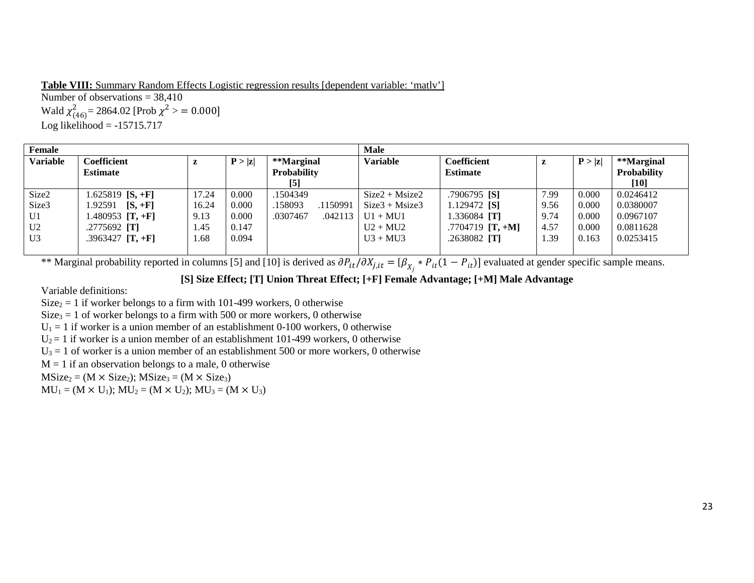**Table VIII:** Summary Random Effects Logistic regression results [dependent variable: 'matlv']

Number of observations = 38,410

Wald $\chi^2_{(46)}$ = 2864.02 [Prob $\chi^2 >= 0.000$]

Log likelihood = -15715.717

| Female | | | | | Male | | | | |
|---|---|---|---|---|---|---|---|---|---|
| **Variable** | **Coefficient Estimate** | **z** | **P > \|z\|** | **\*\*Marginal Probability [5]** | **Variable** | **Coefficient Estimate** | **z** | **P > \|z\|** | **\*\*Marginal Probability [10]** |
| Size2 | 1.625819 **[S, +F]** | 17.24 | 0.000 | .1504349 | Size2 + Msize2 | .7906795 **[S]** | 7.99 | 0.000 | 0.0246412 |
| Size3 | 1.92591 **[S, +F]** | 16.24 | 0.000 | .158093 .1150991 | Size3 + Msize3 | 1.129472 **[S]** | 9.56 | 0.000 | 0.0380007 |
| U1 | 1.480953 **[T, +F]** | 9.13 | 0.000 | .0307467 .042113 | U1 + MU1 | 1.336084 **[T]** | 9.74 | 0.000 | 0.0967107 |
| U2 | .2775692 **[T]** | 1.45 | 0.147 | | U2 + MU2 | .7704719 **[T, +M]** | 4.57 | 0.000 | 0.0811628 |
| U3 | .3963427 **[T, +F]** | 1.68 | 0.094 | | U3 + MU3 | .2638082 **[T]** | 1.39 | 0.163 | 0.0253415 |

\*\* Marginal probability reported in columns [5] and [10] is derived as $\partial P_{it}/\partial X_{j,it} = [\beta_{X_j} * P_{it}(1 - P_{it})]$ evaluated at gender specific sample means.

**[S] Size Effect; [T] Union Threat Effect; [+F] Female Advantage; [+M] Male Advantage**

Variable definitions:

$Size_2$ = 1 if worker belongs to a firm with 101-499 workers, 0 otherwise

$Size_3$ = 1 of worker belongs to a firm with 500 or more workers, 0 otherwise

$U_1$ = 1 if worker is a union member of an establishment 0-100 workers, 0 otherwise

$U_2$ = 1 if worker is a union member of an establishment 101-499 workers, 0 otherwise

$U_3$ = 1 of worker is a union member of an establishment 500 or more workers, 0 otherwise

M = 1 if an observation belongs to a male, 0 otherwise

$MSize_2 = (M \times Size_2)$; $MSize_3 = (M \times Size_3)$

$MU_1 = (M \times U_1)$; $MU_2 = (M \times U_2)$; $MU_3 = (M \times U_3)$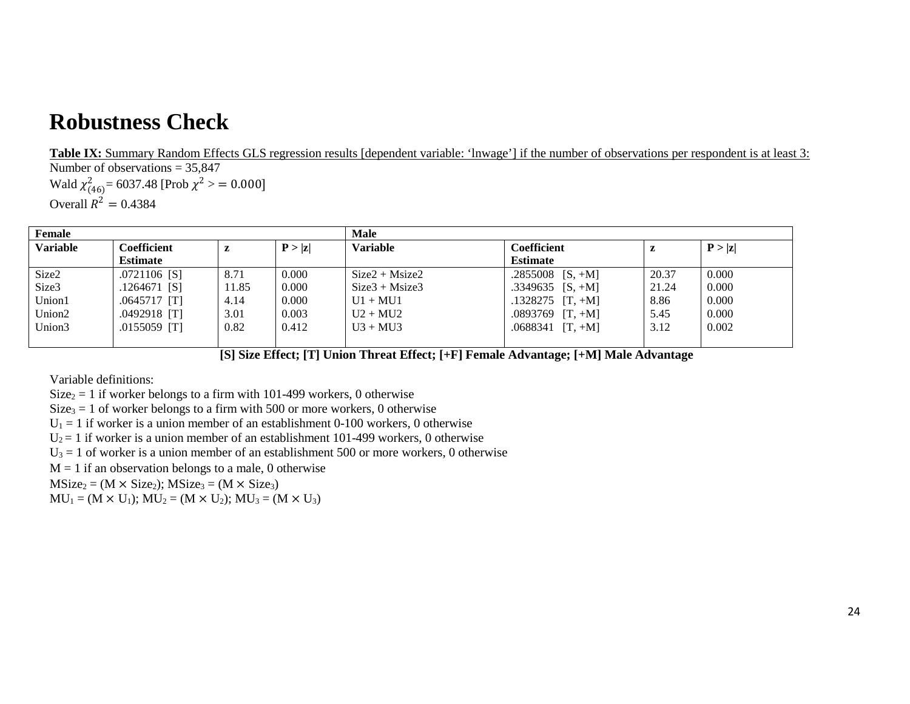# Robustness Check

**Table IX:** Summary Random Effects GLS regression results [dependent variable: 'lnwage'] if the number of observations per respondent is at least 3:

Number of observations = 35,847

Wald $\chi^2_{(46)}$ = 6037.48 [Prob $\chi^2 >= 0.000$]

Overall $R^2 = 0.4384$

| Female | | | | Male | | | |
|---|---|---|---|---|---|---|---|
| **Variable** | **Coefficient Estimate** | **z** | **P > \|z\|** | **Variable** | **Coefficient Estimate** | **z** | **P > \|z\|** |
| Size2 | .0721106 [S] | 8.71 | 0.000 | Size2 + Msize2 | .2855008 [S, +M] | 20.37 | 0.000 |
| Size3 | .1264671 [S] | 11.85 | 0.000 | Size3 + Msize3 | .3349635 [S, +M] | 21.24 | 0.000 |
| Union1 | .0645717 [T] | 4.14 | 0.000 | U1 + MU1 | .1328275 [T, +M] | 8.86 | 0.000 |
| Union2 | .0492918 [T] | 3.01 | 0.003 | U2 + MU2 | .0893769 [T, +M] | 5.45 | 0.000 |
| Union3 | .0155059 [T] | 0.82 | 0.412 | U3 + MU3 | .0688341 [T, +M] | 3.12 | 0.002 |

**[S] Size Effect; [T] Union Threat Effect; [+F] Female Advantage; [+M] Male Advantage**

Variable definitions:

$Size_2$ = 1 if worker belongs to a firm with 101-499 workers, 0 otherwise

$Size_3$ = 1 of worker belongs to a firm with 500 or more workers, 0 otherwise

$U_1$ = 1 if worker is a union member of an establishment 0-100 workers, 0 otherwise

$U_2$ = 1 if worker is a union member of an establishment 101-499 workers, 0 otherwise

$U_3$ = 1 of worker is a union member of an establishment 500 or more workers, 0 otherwise

M = 1 if an observation belongs to a male, 0 otherwise

$MSize_2 = (M \times Size_2)$; $MSize_3 = (M \times Size_3)$

$MU_1 = (M \times U_1)$; $MU_2 = (M \times U_2)$; $MU_3 = (M \times U_3)$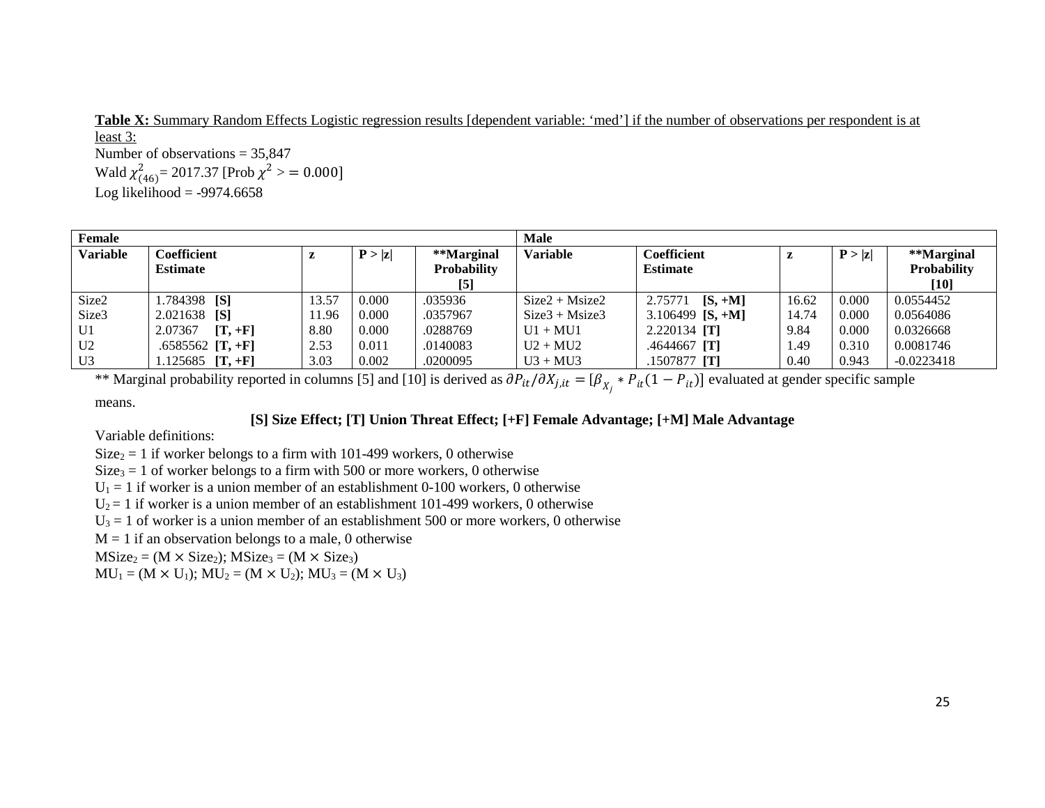**Table X:** Summary Random Effects Logistic regression results [dependent variable: 'med'] if the number of observations per respondent is at least 3:

Number of observations = 35,847

Wald $\chi^2_{(46)}$= 2017.37 [Prob $\chi^2 >= 0.000$]

Log likelihood = -9974.6658

| Female | | | | | Male | | | | |
|---|---|---|---|---|---|---|---|---|---|
| **Variable** | **Coefficient Estimate** | **z** | **P > \|z\|** | **\*\*Marginal Probability [5]** | **Variable** | **Coefficient Estimate** | **z** | **P > \|z\|** | **\*\*Marginal Probability [10]** |
| Size2 | 1.784398 **[S]** | 13.57 | 0.000 | .035936 | Size2 + Msize2 | 2.75771 **[S, +M]** | 16.62 | 0.000 | 0.0554452 |
| Size3 | 2.021638 **[S]** | 11.96 | 0.000 | .0357967 | Size3 + Msize3 | 3.106499 **[S, +M]** | 14.74 | 0.000 | 0.0564086 |
| U1 | 2.07367 **[T, +F]** | 8.80 | 0.000 | .0288769 | U1 + MU1 | 2.220134 **[T]** | 9.84 | 0.000 | 0.0326668 |
| U2 | .6585562 **[T, +F]** | 2.53 | 0.011 | .0140083 | U2 + MU2 | .4644667 **[T]** | 1.49 | 0.310 | 0.0081746 |
| U3 | 1.125685 **[T, +F]** | 3.03 | 0.002 | .0200095 | U3 + MU3 | .1507877 **[T]** | 0.40 | 0.943 | -0.0223418 |

\*\* Marginal probability reported in columns [5] and [10] is derived as $\partial P_{it}/\partial X_{j,it} = [\beta_{X_j} * P_{it}(1 - P_{it})]$ evaluated at gender specific sample means.

**[S] Size Effect; [T] Union Threat Effect; [+F] Female Advantage; [+M] Male Advantage**

Variable definitions:

$Size_2$ = 1 if worker belongs to a firm with 101-499 workers, 0 otherwise

$Size_3$ = 1 of worker belongs to a firm with 500 or more workers, 0 otherwise

$U_1$ = 1 if worker is a union member of an establishment 0-100 workers, 0 otherwise

$U_2$ = 1 if worker is a union member of an establishment 101-499 workers, 0 otherwise

$U_3$ = 1 of worker is a union member of an establishment 500 or more workers, 0 otherwise

M = 1 if an observation belongs to a male, 0 otherwise

$MSize_2 = (M \times Size_2)$; $MSize_3 = (M \times Size_3)$

$MU_1 = (M \times U_1)$; $MU_2 = (M \times U_2)$; $MU_3 = (M \times U_3)$